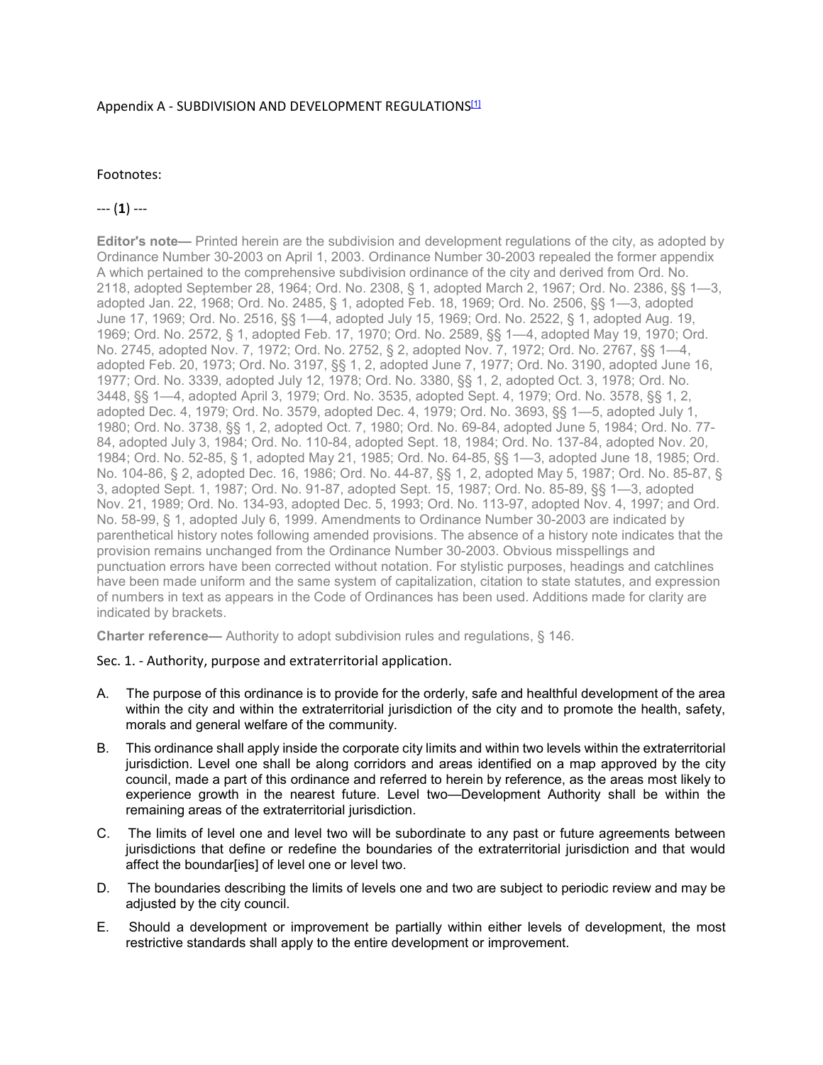# Appendix A - SUBDIVISION AND DEVELOPMENT REGULATIONS[1]

Footnotes:

--- (**1**) ---

**Editor's note—** Printed herein are the subdivision and development regulations of the city, as adopted by Ordinance Number 30-2003 on April 1, 2003. Ordinance Number 30-2003 repealed the former appendix A which pertained to the comprehensive subdivision ordinance of the city and derived from Ord. No. 2118, adopted September 28, 1964; Ord. No. 2308, § 1, adopted March 2, 1967; Ord. No. 2386, §§ 1—3, adopted Jan. 22, 1968; Ord. No. 2485, § 1, adopted Feb. 18, 1969; Ord. No. 2506, §§ 1—3, adopted June 17, 1969; Ord. No. 2516, §§ 1—4, adopted July 15, 1969; Ord. No. 2522, § 1, adopted Aug. 19, 1969; Ord. No. 2572, § 1, adopted Feb. 17, 1970; Ord. No. 2589, §§ 1—4, adopted May 19, 1970; Ord. No. 2745, adopted Nov. 7, 1972; Ord. No. 2752, § 2, adopted Nov. 7, 1972; Ord. No. 2767, §§ 1—4, adopted Feb. 20, 1973; Ord. No. 3197, §§ 1, 2, adopted June 7, 1977; Ord. No. 3190, adopted June 16, 1977; Ord. No. 3339, adopted July 12, 1978; Ord. No. 3380, §§ 1, 2, adopted Oct. 3, 1978; Ord. No. 3448, §§ 1—4, adopted April 3, 1979; Ord. No. 3535, adopted Sept. 4, 1979; Ord. No. 3578, §§ 1, 2, adopted Dec. 4, 1979; Ord. No. 3579, adopted Dec. 4, 1979; Ord. No. 3693, §§ 1—5, adopted July 1, 1980; Ord. No. 3738, §§ 1, 2, adopted Oct. 7, 1980; Ord. No. 69-84, adopted June 5, 1984; Ord. No. 77-84, adopted July 3, 1984; Ord. No. 110-84, adopted Sept. 18, 1984; Ord. No. 137-84, adopted Nov. 20, 1984; Ord. No. 52-85, § 1, adopted May 21, 1985; Ord. No. 64-85, §§ 1—3, adopted June 18, 1985; Ord. No. 104-86, § 2, adopted Dec. 16, 1986; Ord. No. 44-87, §§ 1, 2, adopted May 5, 1987; Ord. No. 85-87, § 3, adopted Sept. 1, 1987; Ord. No. 91-87, adopted Sept. 15, 1987; Ord. No. 85-89, §§ 1—3, adopted Nov. 21, 1989; Ord. No. 134-93, adopted Dec. 5, 1993; Ord. No. 113-97, adopted Nov. 4, 1997; and Ord. No. 58-99, § 1, adopted July 6, 1999. Amendments to Ordinance Number 30-2003 are indicated by parenthetical history notes following amended provisions. The absence of a history note indicates that the provision remains unchanged from the Ordinance Number 30-2003. Obvious misspellings and punctuation errors have been corrected without notation. For stylistic purposes, headings and catchlines have been made uniform and the same system of capitalization, citation to state statutes, and expression of numbers in text as appears in the Code of Ordinances has been used. Additions made for clarity are indicated by brackets.

**Charter reference—** Authority to adopt subdivision rules and regulations, § 146.

## Sec. 1. - Authority, purpose and extraterritorial application.

A. The purpose of this ordinance is to provide for the orderly, safe and healthful development of the area within the city and within the extraterritorial jurisdiction of the city and to promote the health, safety, morals and general welfare of the community.

B. This ordinance shall apply inside the corporate city limits and within two levels within the extraterritorial jurisdiction. Level one shall be along corridors and areas identified on a map approved by the city council, made a part of this ordinance and referred to herein by reference, as the areas most likely to experience growth in the nearest future. Level two—Development Authority shall be within the remaining areas of the extraterritorial jurisdiction.

C. The limits of level one and level two will be subordinate to any past or future agreements between jurisdictions that define or redefine the boundaries of the extraterritorial jurisdiction and that would affect the boundar[ies] of level one or level two.

D. The boundaries describing the limits of levels one and two are subject to periodic review and may be adjusted by the city council.

E. Should a development or improvement be partially within either levels of development, the most restrictive standards shall apply to the entire development or improvement.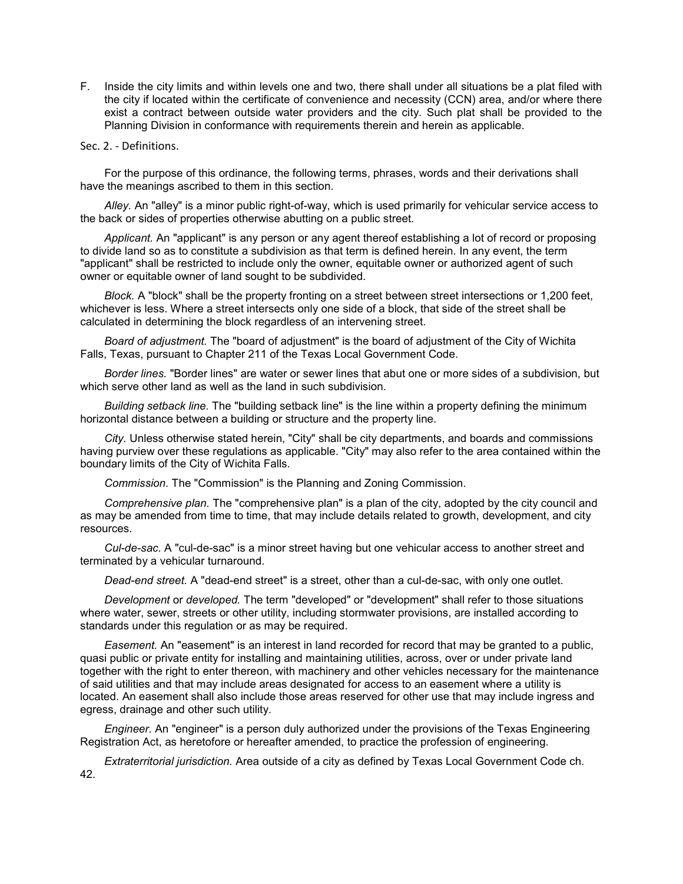F. Inside the city limits and within levels one and two, there shall under all situations be a plat filed with the city if located within the certificate of convenience and necessity (CCN) area, and/or where there exist a contract between outside water providers and the city. Such plat shall be provided to the Planning Division in conformance with requirements therein and herein as applicable.

## Sec. 2. - Definitions.

For the purpose of this ordinance, the following terms, phrases, words and their derivations shall have the meanings ascribed to them in this section.

*Alley.* An "alley" is a minor public right-of-way, which is used primarily for vehicular service access to the back or sides of properties otherwise abutting on a public street.

*Applicant.* An "applicant" is any person or any agent thereof establishing a lot of record or proposing to divide land so as to constitute a subdivision as that term is defined herein. In any event, the term "applicant" shall be restricted to include only the owner, equitable owner or authorized agent of such owner or equitable owner of land sought to be subdivided.

*Block.* A "block" shall be the property fronting on a street between street intersections or 1,200 feet, whichever is less. Where a street intersects only one side of a block, that side of the street shall be calculated in determining the block regardless of an intervening street.

*Board of adjustment.* The "board of adjustment" is the board of adjustment of the City of Wichita Falls, Texas, pursuant to Chapter 211 of the Texas Local Government Code.

*Border lines.* "Border lines" are water or sewer lines that abut one or more sides of a subdivision, but which serve other land as well as the land in such subdivision.

*Building setback line.* The "building setback line" is the line within a property defining the minimum horizontal distance between a building or structure and the property line.

*City.* Unless otherwise stated herein, "City" shall be city departments, and boards and commissions having purview over these regulations as applicable. "City" may also refer to the area contained within the boundary limits of the City of Wichita Falls.

*Commission.* The "Commission" is the Planning and Zoning Commission.

*Comprehensive plan.* The "comprehensive plan" is a plan of the city, adopted by the city council and as may be amended from time to time, that may include details related to growth, development, and city resources.

*Cul-de-sac.* A "cul-de-sac" is a minor street having but one vehicular access to another street and terminated by a vehicular turnaround.

*Dead-end street.* A "dead-end street" is a street, other than a cul-de-sac, with only one outlet.

*Development* or *developed.* The term "developed" or "development" shall refer to those situations where water, sewer, streets or other utility, including stormwater provisions, are installed according to standards under this regulation or as may be required.

*Easement.* An "easement" is an interest in land recorded for record that may be granted to a public, quasi public or private entity for installing and maintaining utilities, across, over or under private land together with the right to enter thereon, with machinery and other vehicles necessary for the maintenance of said utilities and that may include areas designated for access to an easement where a utility is located. An easement shall also include those areas reserved for other use that may include ingress and egress, drainage and other such utility.

*Engineer.* An "engineer" is a person duly authorized under the provisions of the Texas Engineering Registration Act, as heretofore or hereafter amended, to practice the profession of engineering.

*Extraterritorial jurisdiction.* Area outside of a city as defined by Texas Local Government Code ch. 42.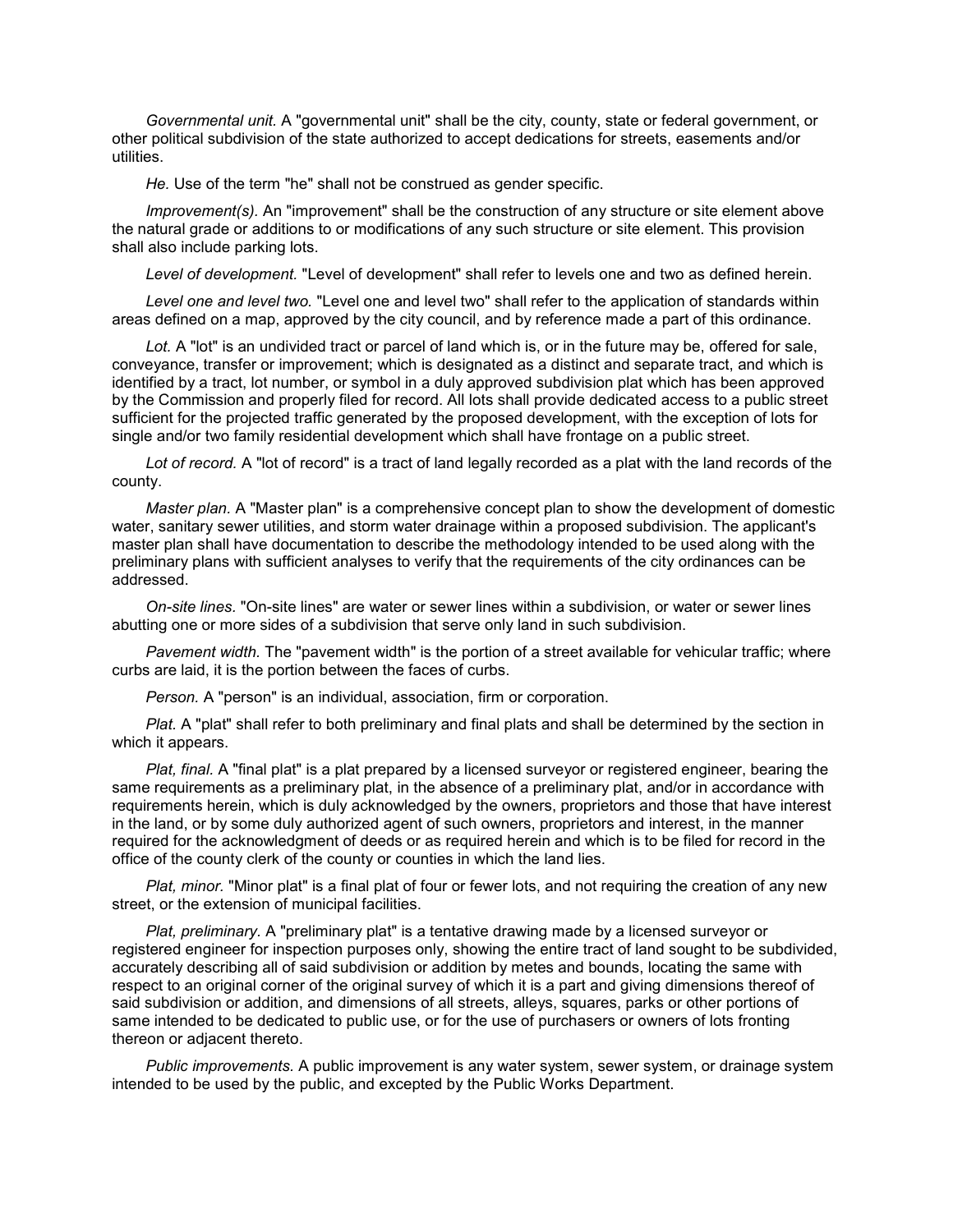*Governmental unit.* A "governmental unit" shall be the city, county, state or federal government, or other political subdivision of the state authorized to accept dedications for streets, easements and/or utilities.

*He.* Use of the term "he" shall not be construed as gender specific.

*Improvement(s).* An "improvement" shall be the construction of any structure or site element above the natural grade or additions to or modifications of any such structure or site element. This provision shall also include parking lots.

*Level of development.* "Level of development" shall refer to levels one and two as defined herein.

*Level one and level two.* "Level one and level two" shall refer to the application of standards within areas defined on a map, approved by the city council, and by reference made a part of this ordinance.

*Lot.* A "lot" is an undivided tract or parcel of land which is, or in the future may be, offered for sale, conveyance, transfer or improvement; which is designated as a distinct and separate tract, and which is identified by a tract, lot number, or symbol in a duly approved subdivision plat which has been approved by the Commission and properly filed for record. All lots shall provide dedicated access to a public street sufficient for the projected traffic generated by the proposed development, with the exception of lots for single and/or two family residential development which shall have frontage on a public street.

*Lot of record.* A "lot of record" is a tract of land legally recorded as a plat with the land records of the county.

*Master plan.* A "Master plan" is a comprehensive concept plan to show the development of domestic water, sanitary sewer utilities, and storm water drainage within a proposed subdivision. The applicant's master plan shall have documentation to describe the methodology intended to be used along with the preliminary plans with sufficient analyses to verify that the requirements of the city ordinances can be addressed.

*On-site lines.* "On-site lines" are water or sewer lines within a subdivision, or water or sewer lines abutting one or more sides of a subdivision that serve only land in such subdivision.

*Pavement width.* The "pavement width" is the portion of a street available for vehicular traffic; where curbs are laid, it is the portion between the faces of curbs.

*Person.* A "person" is an individual, association, firm or corporation.

*Plat.* A "plat" shall refer to both preliminary and final plats and shall be determined by the section in which it appears.

*Plat, final.* A "final plat" is a plat prepared by a licensed surveyor or registered engineer, bearing the same requirements as a preliminary plat, in the absence of a preliminary plat, and/or in accordance with requirements herein, which is duly acknowledged by the owners, proprietors and those that have interest in the land, or by some duly authorized agent of such owners, proprietors and interest, in the manner required for the acknowledgment of deeds or as required herein and which is to be filed for record in the office of the county clerk of the county or counties in which the land lies.

*Plat, minor.* "Minor plat" is a final plat of four or fewer lots, and not requiring the creation of any new street, or the extension of municipal facilities.

*Plat, preliminary.* A "preliminary plat" is a tentative drawing made by a licensed surveyor or registered engineer for inspection purposes only, showing the entire tract of land sought to be subdivided, accurately describing all of said subdivision or addition by metes and bounds, locating the same with respect to an original corner of the original survey of which it is a part and giving dimensions thereof of said subdivision or addition, and dimensions of all streets, alleys, squares, parks or other portions of same intended to be dedicated to public use, or for the use of purchasers or owners of lots fronting thereon or adjacent thereto.

*Public improvements.* A public improvement is any water system, sewer system, or drainage system intended to be used by the public, and excepted by the Public Works Department.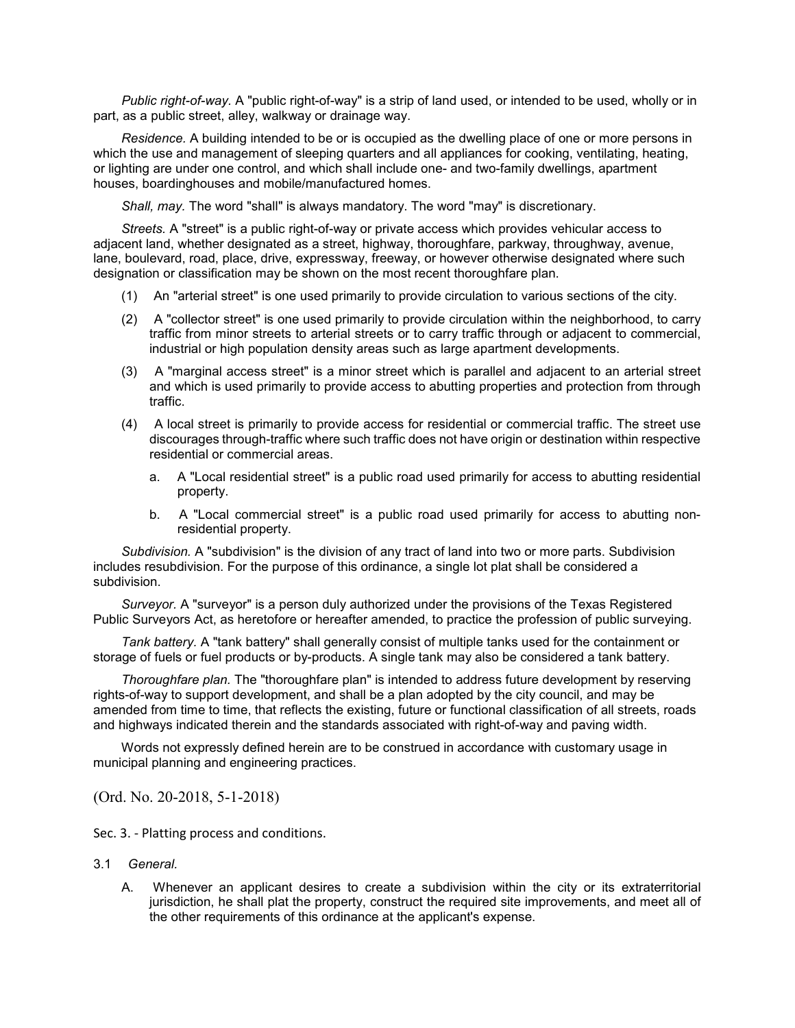*Public right-of-way.* A "public right-of-way" is a strip of land used, or intended to be used, wholly or in part, as a public street, alley, walkway or drainage way.

*Residence.* A building intended to be or is occupied as the dwelling place of one or more persons in which the use and management of sleeping quarters and all appliances for cooking, ventilating, heating, or lighting are under one control, and which shall include one- and two-family dwellings, apartment houses, boardinghouses and mobile/manufactured homes.

*Shall, may.* The word "shall" is always mandatory. The word "may" is discretionary.

*Streets.* A "street" is a public right-of-way or private access which provides vehicular access to adjacent land, whether designated as a street, highway, thoroughfare, parkway, throughway, avenue, lane, boulevard, road, place, drive, expressway, freeway, or however otherwise designated where such designation or classification may be shown on the most recent thoroughfare plan.

(1) An "arterial street" is one used primarily to provide circulation to various sections of the city.

(2) A "collector street" is one used primarily to provide circulation within the neighborhood, to carry traffic from minor streets to arterial streets or to carry traffic through or adjacent to commercial, industrial or high population density areas such as large apartment developments.

(3) A "marginal access street" is a minor street which is parallel and adjacent to an arterial street and which is used primarily to provide access to abutting properties and protection from through traffic.

(4) A local street is primarily to provide access for residential or commercial traffic. The street use discourages through-traffic where such traffic does not have origin or destination within respective residential or commercial areas.

   a. A "Local residential street" is a public road used primarily for access to abutting residential property.

   b. A "Local commercial street" is a public road used primarily for access to abutting non-residential property.

*Subdivision.* A "subdivision" is the division of any tract of land into two or more parts. Subdivision includes resubdivision. For the purpose of this ordinance, a single lot plat shall be considered a subdivision.

*Surveyor.* A "surveyor" is a person duly authorized under the provisions of the Texas Registered Public Surveyors Act, as heretofore or hereafter amended, to practice the profession of public surveying.

*Tank battery.* A "tank battery" shall generally consist of multiple tanks used for the containment or storage of fuels or fuel products or by-products. A single tank may also be considered a tank battery.

*Thoroughfare plan.* The "thoroughfare plan" is intended to address future development by reserving rights-of-way to support development, and shall be a plan adopted by the city council, and may be amended from time to time, that reflects the existing, future or functional classification of all streets, roads and highways indicated therein and the standards associated with right-of-way and paving width.

Words not expressly defined herein are to be construed in accordance with customary usage in municipal planning and engineering practices.

(Ord. No. 20-2018, 5-1-2018)

## Sec. 3. - Platting process and conditions.

3.1 *General.*

A. Whenever an applicant desires to create a subdivision within the city or its extraterritorial jurisdiction, he shall plat the property, construct the required site improvements, and meet all of the other requirements of this ordinance at the applicant's expense.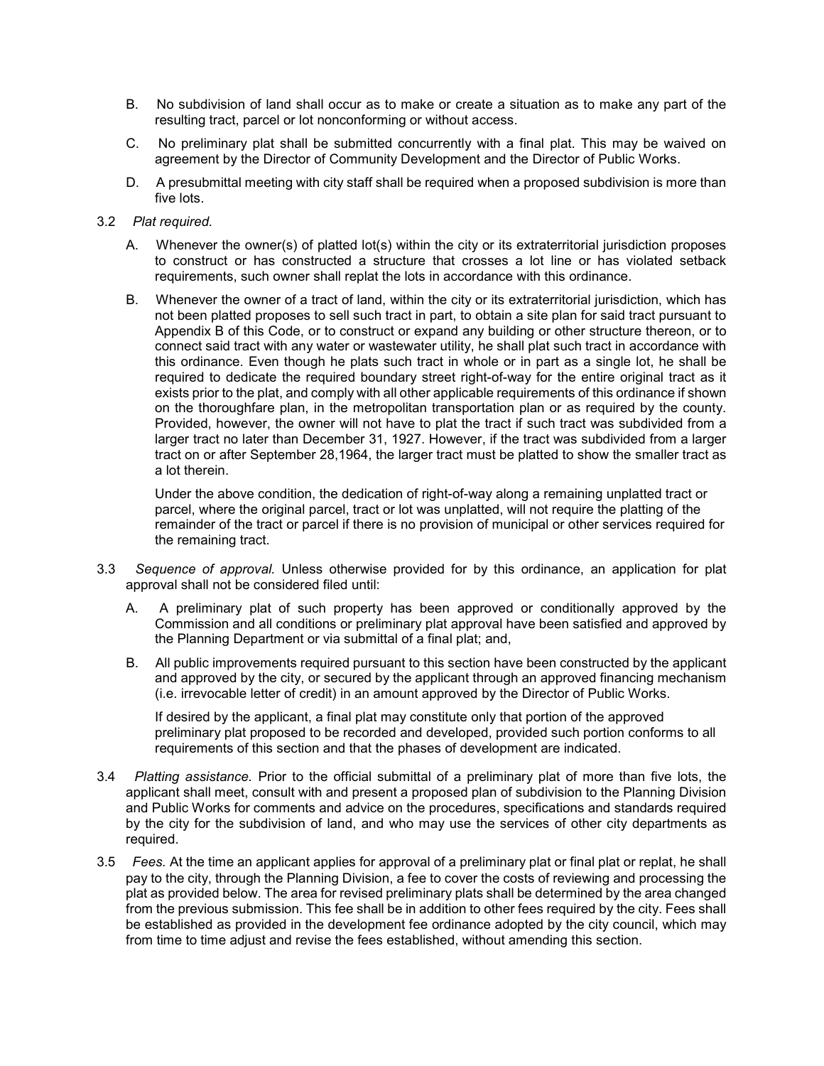B. No subdivision of land shall occur as to make or create a situation as to make any part of the resulting tract, parcel or lot nonconforming or without access.

C. No preliminary plat shall be submitted concurrently with a final plat. This may be waived on agreement by the Director of Community Development and the Director of Public Works.

D. A presubmittal meeting with city staff shall be required when a proposed subdivision is more than five lots.

3.2 *Plat required.*

A. Whenever the owner(s) of platted lot(s) within the city or its extraterritorial jurisdiction proposes to construct or has constructed a structure that crosses a lot line or has violated setback requirements, such owner shall replat the lots in accordance with this ordinance.

B. Whenever the owner of a tract of land, within the city or its extraterritorial jurisdiction, which has not been platted proposes to sell such tract in part, to obtain a site plan for said tract pursuant to Appendix B of this Code, or to construct or expand any building or other structure thereon, or to connect said tract with any water or wastewater utility, he shall plat such tract in accordance with this ordinance. Even though he plats such tract in whole or in part as a single lot, he shall be required to dedicate the required boundary street right-of-way for the entire original tract as it exists prior to the plat, and comply with all other applicable requirements of this ordinance if shown on the thoroughfare plan, in the metropolitan transportation plan or as required by the county. Provided, however, the owner will not have to plat the tract if such tract was subdivided from a larger tract no later than December 31, 1927. However, if the tract was subdivided from a larger tract on or after September 28,1964, the larger tract must be platted to show the smaller tract as a lot therein.

Under the above condition, the dedication of right-of-way along a remaining unplatted tract or parcel, where the original parcel, tract or lot was unplatted, will not require the platting of the remainder of the tract or parcel if there is no provision of municipal or other services required for the remaining tract.

3.3 *Sequence of approval.* Unless otherwise provided for by this ordinance, an application for plat approval shall not be considered filed until:

A. A preliminary plat of such property has been approved or conditionally approved by the Commission and all conditions or preliminary plat approval have been satisfied and approved by the Planning Department or via submittal of a final plat; and,

B. All public improvements required pursuant to this section have been constructed by the applicant and approved by the city, or secured by the applicant through an approved financing mechanism (i.e. irrevocable letter of credit) in an amount approved by the Director of Public Works.

If desired by the applicant, a final plat may constitute only that portion of the approved preliminary plat proposed to be recorded and developed, provided such portion conforms to all requirements of this section and that the phases of development are indicated.

3.4 *Platting assistance.* Prior to the official submittal of a preliminary plat of more than five lots, the applicant shall meet, consult with and present a proposed plan of subdivision to the Planning Division and Public Works for comments and advice on the procedures, specifications and standards required by the city for the subdivision of land, and who may use the services of other city departments as required.

3.5 *Fees.* At the time an applicant applies for approval of a preliminary plat or final plat or replat, he shall pay to the city, through the Planning Division, a fee to cover the costs of reviewing and processing the plat as provided below. The area for revised preliminary plats shall be determined by the area changed from the previous submission. This fee shall be in addition to other fees required by the city. Fees shall be established as provided in the development fee ordinance adopted by the city council, which may from time to time adjust and revise the fees established, without amending this section.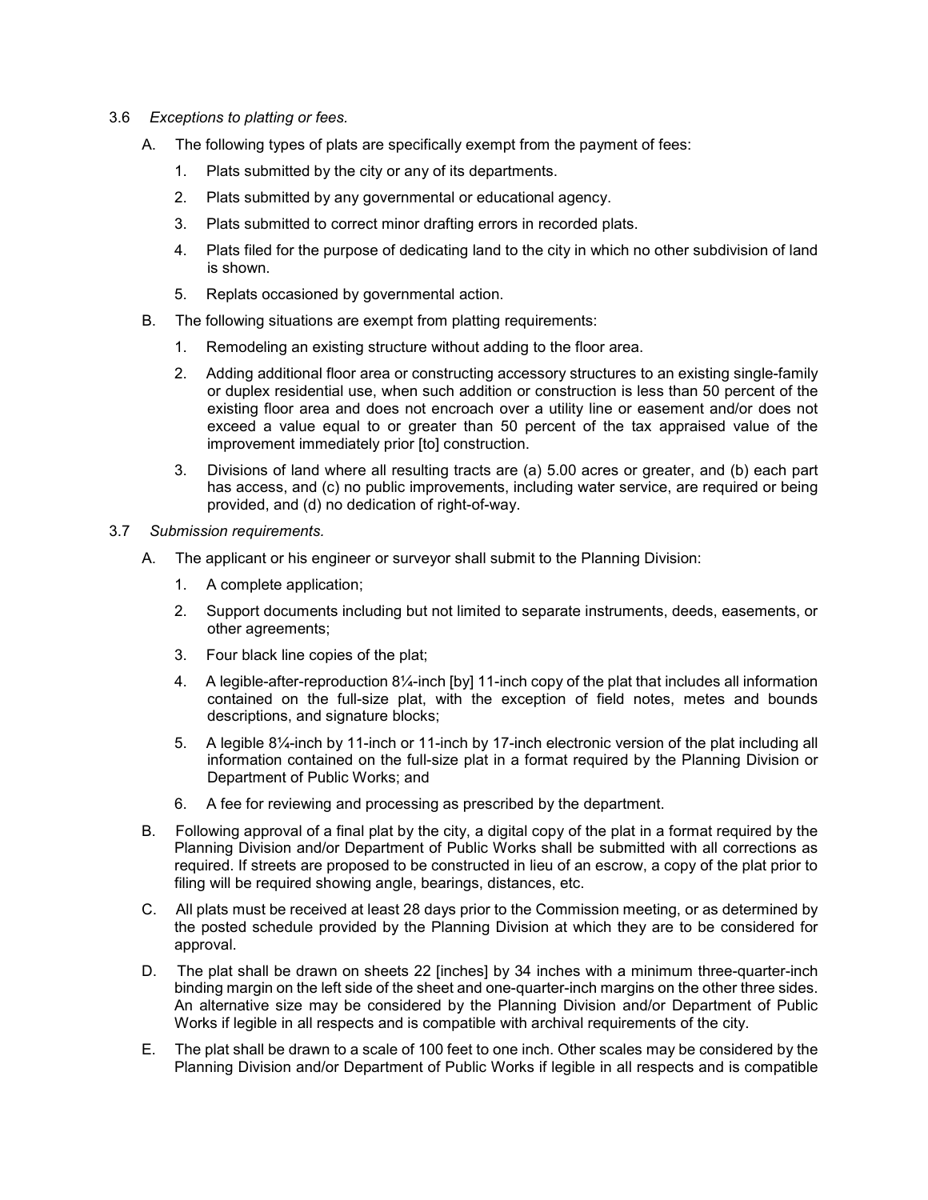3.6 *Exceptions to platting or fees.*

A. The following types of plats are specifically exempt from the payment of fees:

1. Plats submitted by the city or any of its departments.

2. Plats submitted by any governmental or educational agency.

3. Plats submitted to correct minor drafting errors in recorded plats.

4. Plats filed for the purpose of dedicating land to the city in which no other subdivision of land is shown.

5. Replats occasioned by governmental action.

B. The following situations are exempt from platting requirements:

1. Remodeling an existing structure without adding to the floor area.

2. Adding additional floor area or constructing accessory structures to an existing single-family or duplex residential use, when such addition or construction is less than 50 percent of the existing floor area and does not encroach over a utility line or easement and/or does not exceed a value equal to or greater than 50 percent of the tax appraised value of the improvement immediately prior [to] construction.

3. Divisions of land where all resulting tracts are (a) 5.00 acres or greater, and (b) each part has access, and (c) no public improvements, including water service, are required or being provided, and (d) no dedication of right-of-way.

3.7 *Submission requirements.*

A. The applicant or his engineer or surveyor shall submit to the Planning Division:

1. A complete application;

2. Support documents including but not limited to separate instruments, deeds, easements, or other agreements;

3. Four black line copies of the plat;

4. A legible-after-reproduction 8¼-inch [by] 11-inch copy of the plat that includes all information contained on the full-size plat, with the exception of field notes, metes and bounds descriptions, and signature blocks;

5. A legible 8¼-inch by 11-inch or 11-inch by 17-inch electronic version of the plat including all information contained on the full-size plat in a format required by the Planning Division or Department of Public Works; and

6. A fee for reviewing and processing as prescribed by the department.

B. Following approval of a final plat by the city, a digital copy of the plat in a format required by the Planning Division and/or Department of Public Works shall be submitted with all corrections as required. If streets are proposed to be constructed in lieu of an escrow, a copy of the plat prior to filing will be required showing angle, bearings, distances, etc.

C. All plats must be received at least 28 days prior to the Commission meeting, or as determined by the posted schedule provided by the Planning Division at which they are to be considered for approval.

D. The plat shall be drawn on sheets 22 [inches] by 34 inches with a minimum three-quarter-inch binding margin on the left side of the sheet and one-quarter-inch margins on the other three sides. An alternative size may be considered by the Planning Division and/or Department of Public Works if legible in all respects and is compatible with archival requirements of the city.

E. The plat shall be drawn to a scale of 100 feet to one inch. Other scales may be considered by the Planning Division and/or Department of Public Works if legible in all respects and is compatible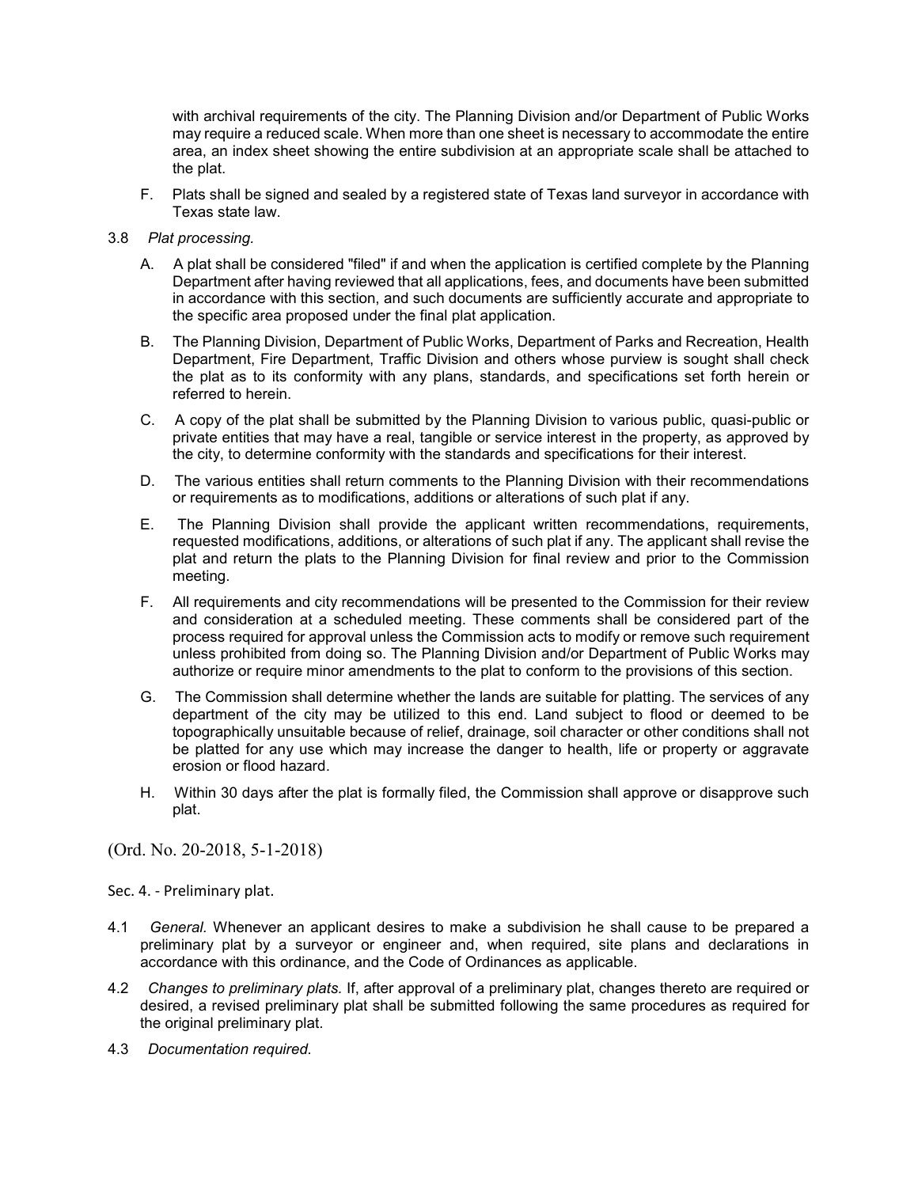with archival requirements of the city. The Planning Division and/or Department of Public Works may require a reduced scale. When more than one sheet is necessary to accommodate the entire area, an index sheet showing the entire subdivision at an appropriate scale shall be attached to the plat.

F. Plats shall be signed and sealed by a registered state of Texas land surveyor in accordance with Texas state law.

3.8 *Plat processing.*

A. A plat shall be considered "filed" if and when the application is certified complete by the Planning Department after having reviewed that all applications, fees, and documents have been submitted in accordance with this section, and such documents are sufficiently accurate and appropriate to the specific area proposed under the final plat application.

B. The Planning Division, Department of Public Works, Department of Parks and Recreation, Health Department, Fire Department, Traffic Division and others whose purview is sought shall check the plat as to its conformity with any plans, standards, and specifications set forth herein or referred to herein.

C. A copy of the plat shall be submitted by the Planning Division to various public, quasi-public or private entities that may have a real, tangible or service interest in the property, as approved by the city, to determine conformity with the standards and specifications for their interest.

D. The various entities shall return comments to the Planning Division with their recommendations or requirements as to modifications, additions or alterations of such plat if any.

E. The Planning Division shall provide the applicant written recommendations, requirements, requested modifications, additions, or alterations of such plat if any. The applicant shall revise the plat and return the plats to the Planning Division for final review and prior to the Commission meeting.

F. All requirements and city recommendations will be presented to the Commission for their review and consideration at a scheduled meeting. These comments shall be considered part of the process required for approval unless the Commission acts to modify or remove such requirement unless prohibited from doing so. The Planning Division and/or Department of Public Works may authorize or require minor amendments to the plat to conform to the provisions of this section.

G. The Commission shall determine whether the lands are suitable for platting. The services of any department of the city may be utilized to this end. Land subject to flood or deemed to be topographically unsuitable because of relief, drainage, soil character or other conditions shall not be platted for any use which may increase the danger to health, life or property or aggravate erosion or flood hazard.

H. Within 30 days after the plat is formally filed, the Commission shall approve or disapprove such plat.

(Ord. No. 20-2018, 5-1-2018)

Sec. 4. - Preliminary plat.

4.1 *General.* Whenever an applicant desires to make a subdivision he shall cause to be prepared a preliminary plat by a surveyor or engineer and, when required, site plans and declarations in accordance with this ordinance, and the Code of Ordinances as applicable.

4.2 *Changes to preliminary plats.* If, after approval of a preliminary plat, changes thereto are required or desired, a revised preliminary plat shall be submitted following the same procedures as required for the original preliminary plat.

4.3 *Documentation required.*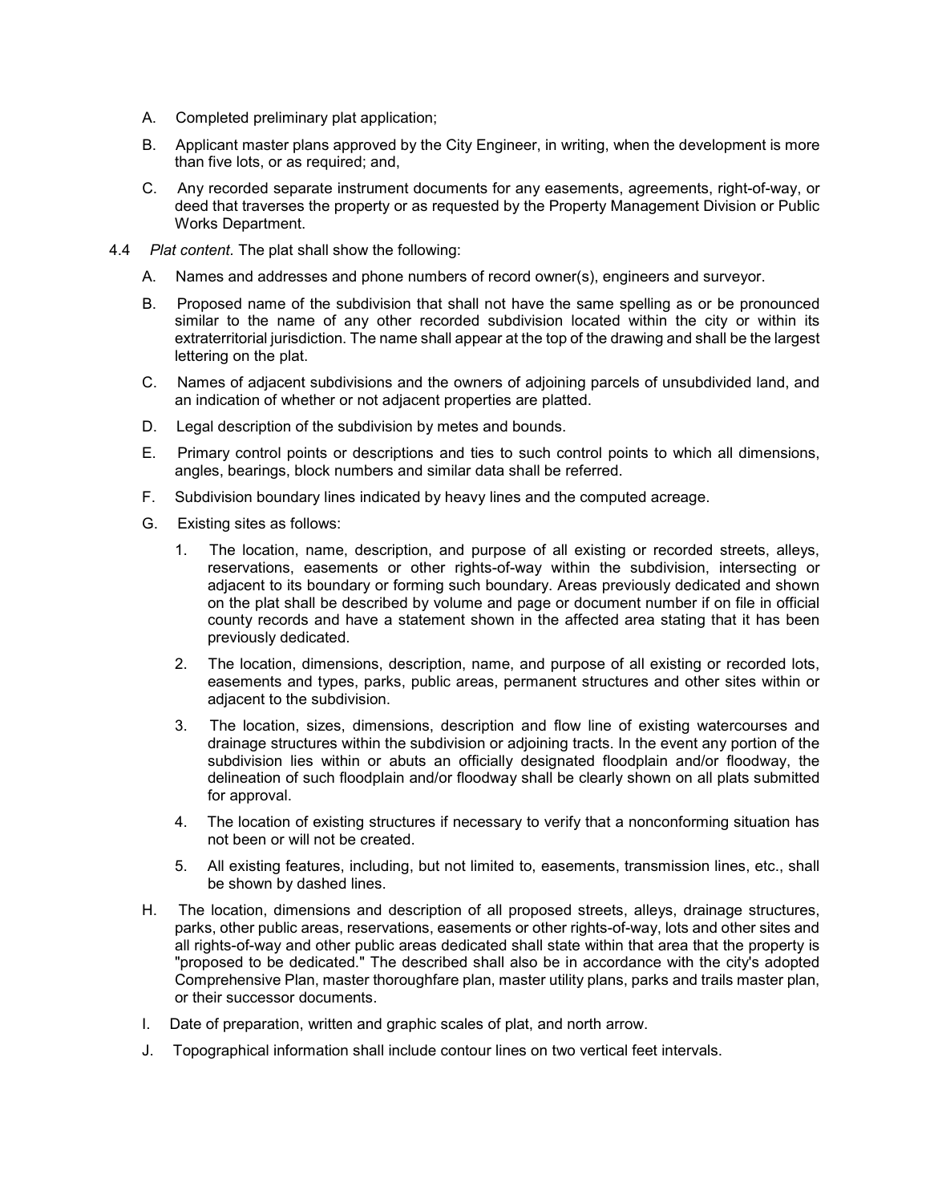A. Completed preliminary plat application;

B. Applicant master plans approved by the City Engineer, in writing, when the development is more than five lots, or as required; and,

C. Any recorded separate instrument documents for any easements, agreements, right-of-way, or deed that traverses the property or as requested by the Property Management Division or Public Works Department.

4.4 *Plat content.* The plat shall show the following:

A. Names and addresses and phone numbers of record owner(s), engineers and surveyor.

B. Proposed name of the subdivision that shall not have the same spelling as or be pronounced similar to the name of any other recorded subdivision located within the city or within its extraterritorial jurisdiction. The name shall appear at the top of the drawing and shall be the largest lettering on the plat.

C. Names of adjacent subdivisions and the owners of adjoining parcels of unsubdivided land, and an indication of whether or not adjacent properties are platted.

D. Legal description of the subdivision by metes and bounds.

E. Primary control points or descriptions and ties to such control points to which all dimensions, angles, bearings, block numbers and similar data shall be referred.

F. Subdivision boundary lines indicated by heavy lines and the computed acreage.

G. Existing sites as follows:

1. The location, name, description, and purpose of all existing or recorded streets, alleys, reservations, easements or other rights-of-way within the subdivision, intersecting or adjacent to its boundary or forming such boundary. Areas previously dedicated and shown on the plat shall be described by volume and page or document number if on file in official county records and have a statement shown in the affected area stating that it has been previously dedicated.

2. The location, dimensions, description, name, and purpose of all existing or recorded lots, easements and types, parks, public areas, permanent structures and other sites within or adjacent to the subdivision.

3. The location, sizes, dimensions, description and flow line of existing watercourses and drainage structures within the subdivision or adjoining tracts. In the event any portion of the subdivision lies within or abuts an officially designated floodplain and/or floodway, the delineation of such floodplain and/or floodway shall be clearly shown on all plats submitted for approval.

4. The location of existing structures if necessary to verify that a nonconforming situation has not been or will not be created.

5. All existing features, including, but not limited to, easements, transmission lines, etc., shall be shown by dashed lines.

H. The location, dimensions and description of all proposed streets, alleys, drainage structures, parks, other public areas, reservations, easements or other rights-of-way, lots and other sites and all rights-of-way and other public areas dedicated shall state within that area that the property is "proposed to be dedicated." The described shall also be in accordance with the city's adopted Comprehensive Plan, master thoroughfare plan, master utility plans, parks and trails master plan, or their successor documents.

I. Date of preparation, written and graphic scales of plat, and north arrow.

J. Topographical information shall include contour lines on two vertical feet intervals.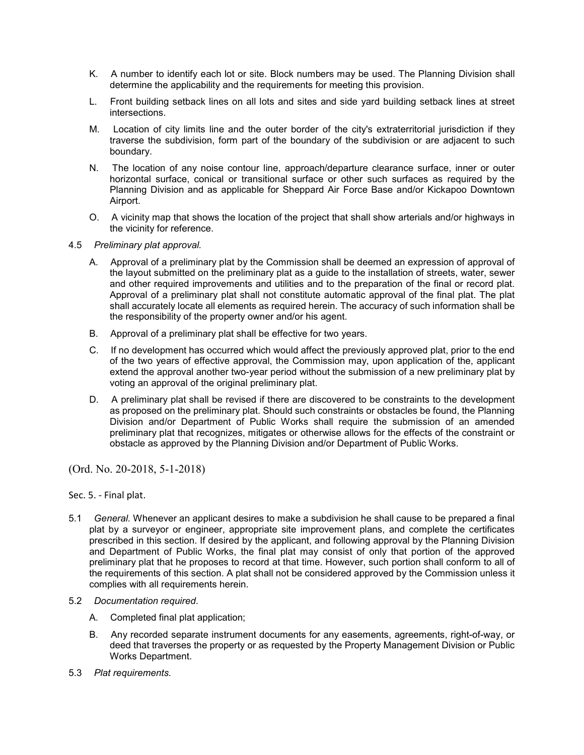K. A number to identify each lot or site. Block numbers may be used. The Planning Division shall determine the applicability and the requirements for meeting this provision.

L. Front building setback lines on all lots and sites and side yard building setback lines at street intersections.

M. Location of city limits line and the outer border of the city's extraterritorial jurisdiction if they traverse the subdivision, form part of the boundary of the subdivision or are adjacent to such boundary.

N. The location of any noise contour line, approach/departure clearance surface, inner or outer horizontal surface, conical or transitional surface or other such surfaces as required by the Planning Division and as applicable for Sheppard Air Force Base and/or Kickapoo Downtown Airport.

O. A vicinity map that shows the location of the project that shall show arterials and/or highways in the vicinity for reference.

4.5 *Preliminary plat approval.*

A. Approval of a preliminary plat by the Commission shall be deemed an expression of approval of the layout submitted on the preliminary plat as a guide to the installation of streets, water, sewer and other required improvements and utilities and to the preparation of the final or record plat. Approval of a preliminary plat shall not constitute automatic approval of the final plat. The plat shall accurately locate all elements as required herein. The accuracy of such information shall be the responsibility of the property owner and/or his agent.

B. Approval of a preliminary plat shall be effective for two years.

C. If no development has occurred which would affect the previously approved plat, prior to the end of the two years of effective approval, the Commission may, upon application of the, applicant extend the approval another two-year period without the submission of a new preliminary plat by voting an approval of the original preliminary plat.

D. A preliminary plat shall be revised if there are discovered to be constraints to the development as proposed on the preliminary plat. Should such constraints or obstacles be found, the Planning Division and/or Department of Public Works shall require the submission of an amended preliminary plat that recognizes, mitigates or otherwise allows for the effects of the constraint or obstacle as approved by the Planning Division and/or Department of Public Works.

(Ord. No. 20-2018, 5-1-2018)

Sec. 5. - Final plat.

5.1 *General.* Whenever an applicant desires to make a subdivision he shall cause to be prepared a final plat by a surveyor or engineer, appropriate site improvement plans, and complete the certificates prescribed in this section. If desired by the applicant, and following approval by the Planning Division and Department of Public Works, the final plat may consist of only that portion of the approved preliminary plat that he proposes to record at that time. However, such portion shall conform to all of the requirements of this section. A plat shall not be considered approved by the Commission unless it complies with all requirements herein.

5.2 *Documentation required.*

A. Completed final plat application;

B. Any recorded separate instrument documents for any easements, agreements, right-of-way, or deed that traverses the property or as requested by the Property Management Division or Public Works Department.

5.3 *Plat requirements.*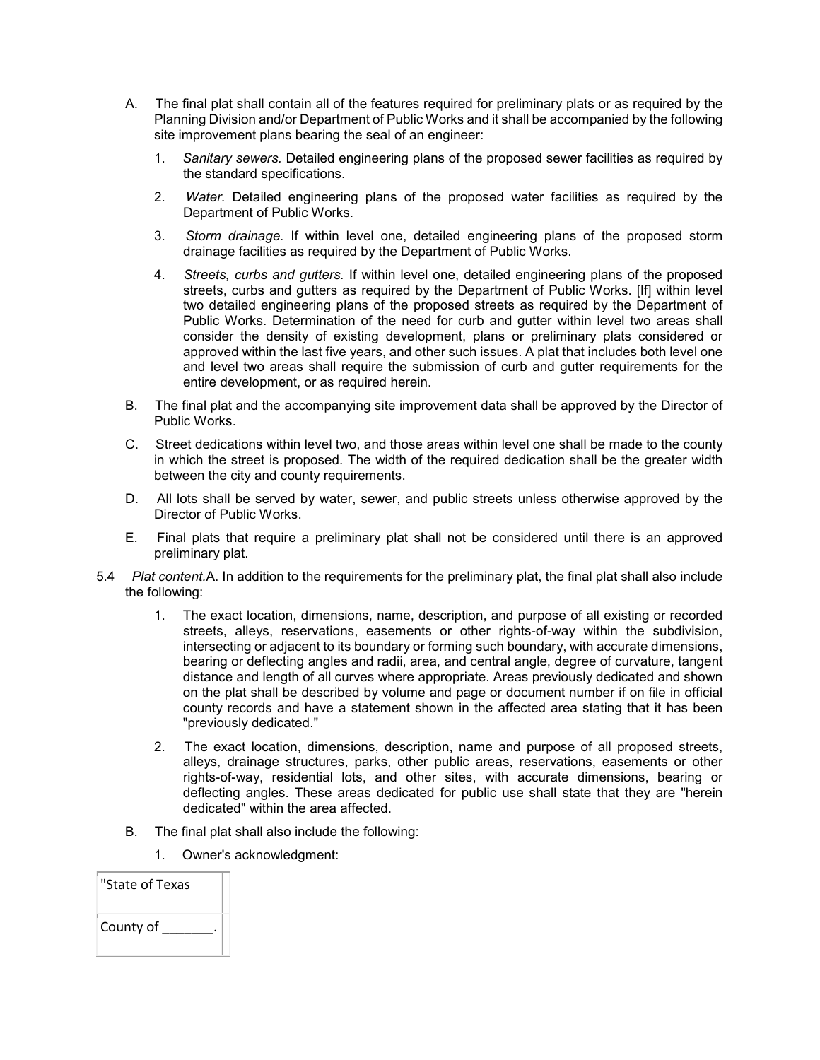A. The final plat shall contain all of the features required for preliminary plats or as required by the Planning Division and/or Department of Public Works and it shall be accompanied by the following site improvement plans bearing the seal of an engineer:

1. *Sanitary sewers.* Detailed engineering plans of the proposed sewer facilities as required by the standard specifications.

2. *Water.* Detailed engineering plans of the proposed water facilities as required by the Department of Public Works.

3. *Storm drainage.* If within level one, detailed engineering plans of the proposed storm drainage facilities as required by the Department of Public Works.

4. *Streets, curbs and gutters.* If within level one, detailed engineering plans of the proposed streets, curbs and gutters as required by the Department of Public Works. [If] within level two detailed engineering plans of the proposed streets as required by the Department of Public Works. Determination of the need for curb and gutter within level two areas shall consider the density of existing development, plans or preliminary plats considered or approved within the last five years, and other such issues. A plat that includes both level one and level two areas shall require the submission of curb and gutter requirements for the entire development, or as required herein.

B. The final plat and the accompanying site improvement data shall be approved by the Director of Public Works.

C. Street dedications within level two, and those areas within level one shall be made to the county in which the street is proposed. The width of the required dedication shall be the greater width between the city and county requirements.

D. All lots shall be served by water, sewer, and public streets unless otherwise approved by the Director of Public Works.

E. Final plats that require a preliminary plat shall not be considered until there is an approved preliminary plat.

5.4 *Plat content.* A. In addition to the requirements for the preliminary plat, the final plat shall also include the following:

1. The exact location, dimensions, name, description, and purpose of all existing or recorded streets, alleys, reservations, easements or other rights-of-way within the subdivision, intersecting or adjacent to its boundary or forming such boundary, with accurate dimensions, bearing or deflecting angles and radii, area, and central angle, degree of curvature, tangent distance and length of all curves where appropriate. Areas previously dedicated and shown on the plat shall be described by volume and page or document number if on file in official county records and have a statement shown in the affected area stating that it has been "previously dedicated."

2. The exact location, dimensions, description, name and purpose of all proposed streets, alleys, drainage structures, parks, other public areas, reservations, easements or other rights-of-way, residential lots, and other sites, with accurate dimensions, bearing or deflecting angles. These areas dedicated for public use shall state that they are "herein dedicated" within the area affected.

B. The final plat shall also include the following:

1. Owner's acknowledgment:

| "State of Texas | |
|---|---|
| County of _______. | |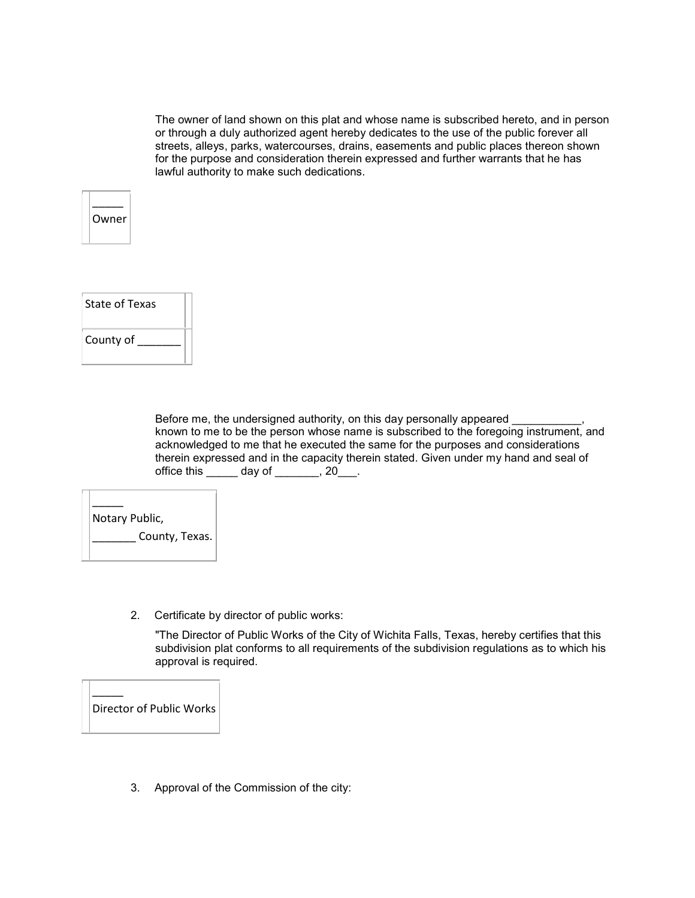The owner of land shown on this plat and whose name is subscribed hereto, and in person or through a duly authorized agent hereby dedicates to the use of the public forever all streets, alleys, parks, watercourses, drains, easements and public places thereon shown for the purpose and consideration therein expressed and further warrants that he has lawful authority to make such dedications.

| _____<br>Owner |
|---|

| State of Texas |
|---|
| County of _______ |

Before me, the undersigned authority, on this day personally appeared ___________, known to me to be the person whose name is subscribed to the foregoing instrument, and acknowledged to me that he executed the same for the purposes and considerations therein expressed and in the capacity therein stated. Given under my hand and seal of office this _____ day of _______, 20___.

| _____<br>Notary Public,<br>_______ County, Texas. |
|---|

2. Certificate by director of public works:

   "The Director of Public Works of the City of Wichita Falls, Texas, hereby certifies that this subdivision plat conforms to all requirements of the subdivision regulations as to which his approval is required.

| _____<br>Director of Public Works |
|---|

3. Approval of the Commission of the city: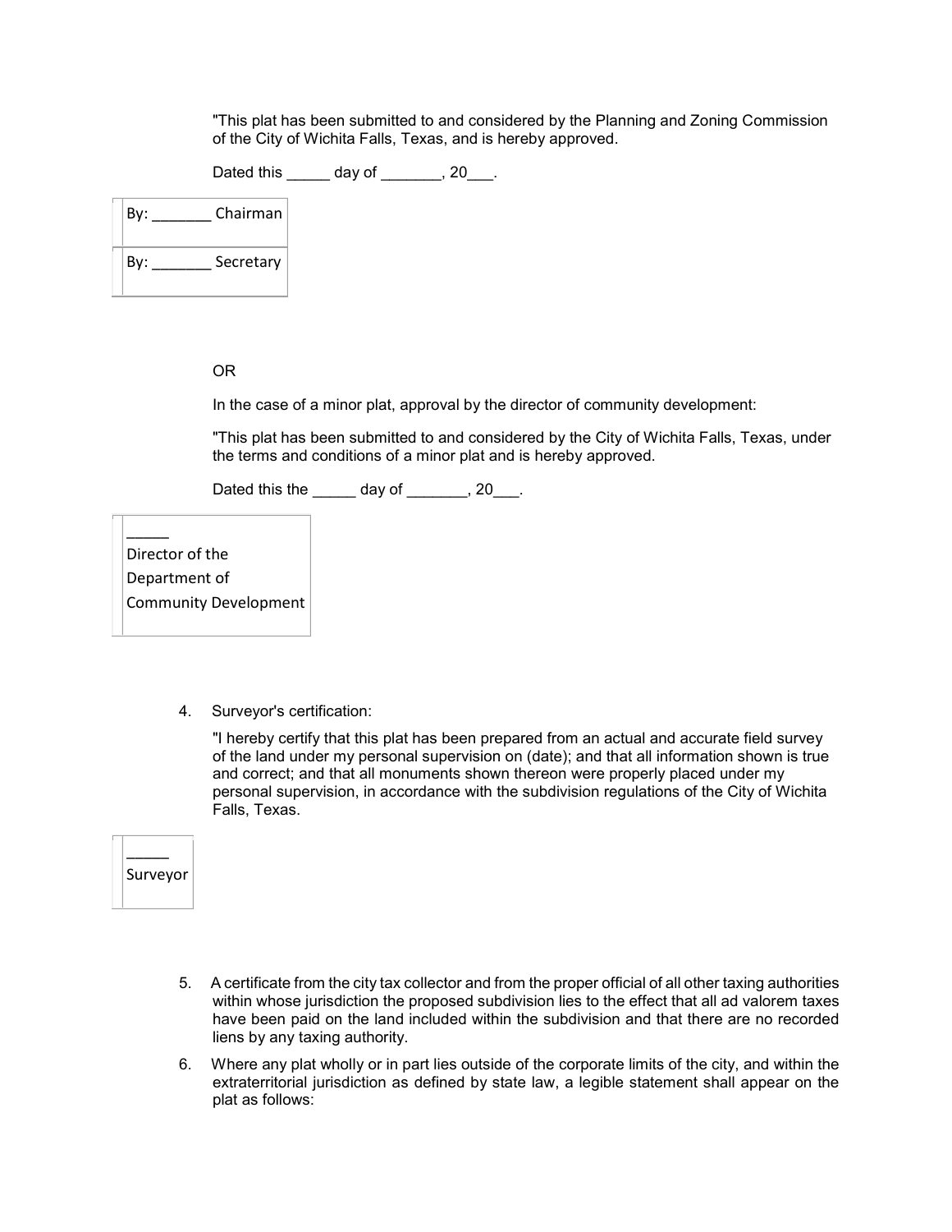"This plat has been submitted to and considered by the Planning and Zoning Commission of the City of Wichita Falls, Texas, and is hereby approved.

Dated this _____ day of _______, 20___.

| By: _______ Chairman |
| --- |
| By: _______ Secretary |

OR

In the case of a minor plat, approval by the director of community development:

"This plat has been submitted to and considered by the City of Wichita Falls, Texas, under the terms and conditions of a minor plat and is hereby approved.

Dated this the _____ day of _______, 20___.

| _____<br>Director of the Department of Community Development |
| --- |

4. Surveyor's certification:

   "I hereby certify that this plat has been prepared from an actual and accurate field survey of the land under my personal supervision on (date); and that all information shown is true and correct; and that all monuments shown thereon were properly placed under my personal supervision, in accordance with the subdivision regulations of the City of Wichita Falls, Texas.

| _____<br>Surveyor |
| --- |

5. A certificate from the city tax collector and from the proper official of all other taxing authorities within whose jurisdiction the proposed subdivision lies to the effect that all ad valorem taxes have been paid on the land included within the subdivision and that there are no recorded liens by any taxing authority.
6. Where any plat wholly or in part lies outside of the corporate limits of the city, and within the extraterritorial jurisdiction as defined by state law, a legible statement shall appear on the plat as follows: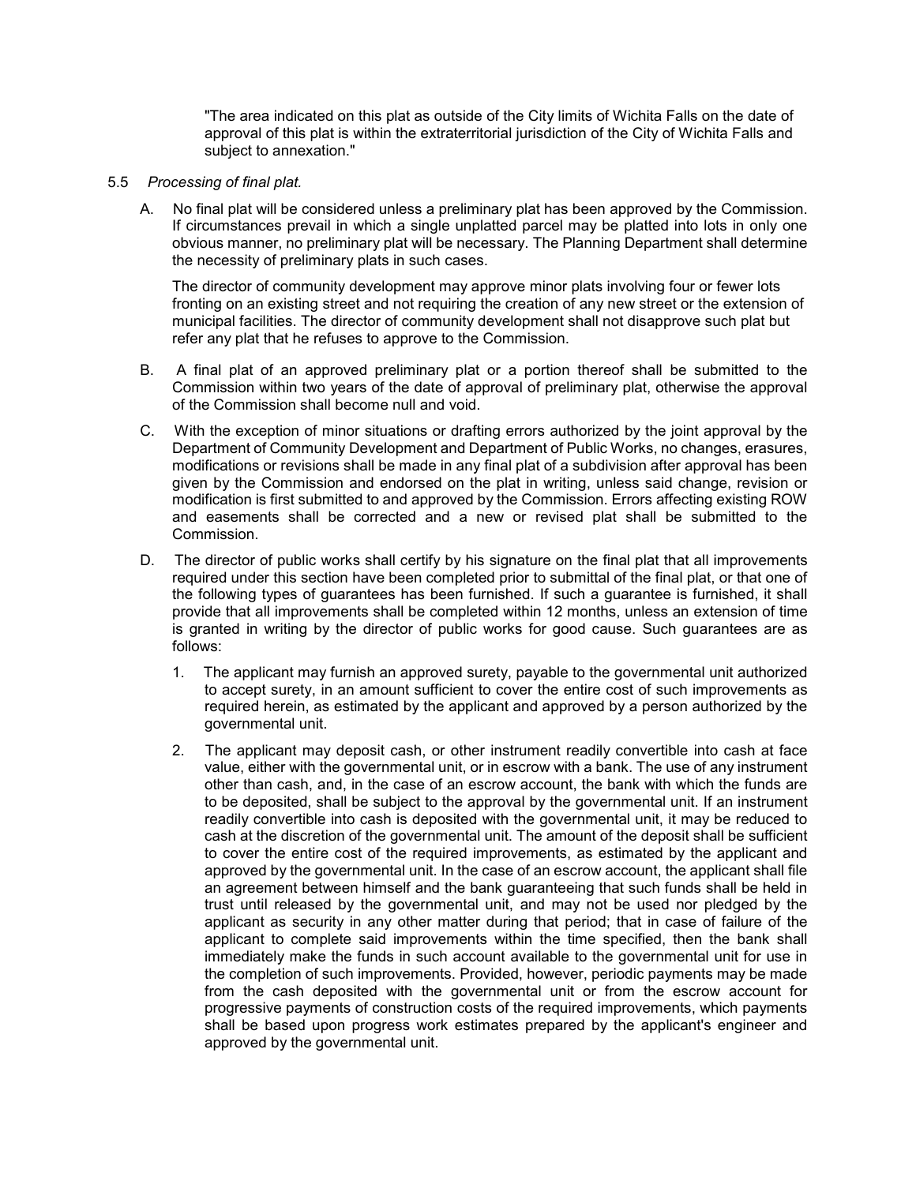"The area indicated on this plat as outside of the City limits of Wichita Falls on the date of approval of this plat is within the extraterritorial jurisdiction of the City of Wichita Falls and subject to annexation."

5.5 *Processing of final plat.*

A. No final plat will be considered unless a preliminary plat has been approved by the Commission. If circumstances prevail in which a single unplatted parcel may be platted into lots in only one obvious manner, no preliminary plat will be necessary. The Planning Department shall determine the necessity of preliminary plats in such cases.

   The director of community development may approve minor plats involving four or fewer lots fronting on an existing street and not requiring the creation of any new street or the extension of municipal facilities. The director of community development shall not disapprove such plat but refer any plat that he refuses to approve to the Commission.

B. A final plat of an approved preliminary plat or a portion thereof shall be submitted to the Commission within two years of the date of approval of preliminary plat, otherwise the approval of the Commission shall become null and void.

C. With the exception of minor situations or drafting errors authorized by the joint approval by the Department of Community Development and Department of Public Works, no changes, erasures, modifications or revisions shall be made in any final plat of a subdivision after approval has been given by the Commission and endorsed on the plat in writing, unless said change, revision or modification is first submitted to and approved by the Commission. Errors affecting existing ROW and easements shall be corrected and a new or revised plat shall be submitted to the Commission.

D. The director of public works shall certify by his signature on the final plat that all improvements required under this section have been completed prior to submittal of the final plat, or that one of the following types of guarantees has been furnished. If such a guarantee is furnished, it shall provide that all improvements shall be completed within 12 months, unless an extension of time is granted in writing by the director of public works for good cause. Such guarantees are as follows:

   1. The applicant may furnish an approved surety, payable to the governmental unit authorized to accept surety, in an amount sufficient to cover the entire cost of such improvements as required herein, as estimated by the applicant and approved by a person authorized by the governmental unit.

   2. The applicant may deposit cash, or other instrument readily convertible into cash at face value, either with the governmental unit, or in escrow with a bank. The use of any instrument other than cash, and, in the case of an escrow account, the bank with which the funds are to be deposited, shall be subject to the approval by the governmental unit. If an instrument readily convertible into cash is deposited with the governmental unit, it may be reduced to cash at the discretion of the governmental unit. The amount of the deposit shall be sufficient to cover the entire cost of the required improvements, as estimated by the applicant and approved by the governmental unit. In the case of an escrow account, the applicant shall file an agreement between himself and the bank guaranteeing that such funds shall be held in trust until released by the governmental unit, and may not be used nor pledged by the applicant as security in any other matter during that period; that in case of failure of the applicant to complete said improvements within the time specified, then the bank shall immediately make the funds in such account available to the governmental unit for use in the completion of such improvements. Provided, however, periodic payments may be made from the cash deposited with the governmental unit or from the escrow account for progressive payments of construction costs of the required improvements, which payments shall be based upon progress work estimates prepared by the applicant's engineer and approved by the governmental unit.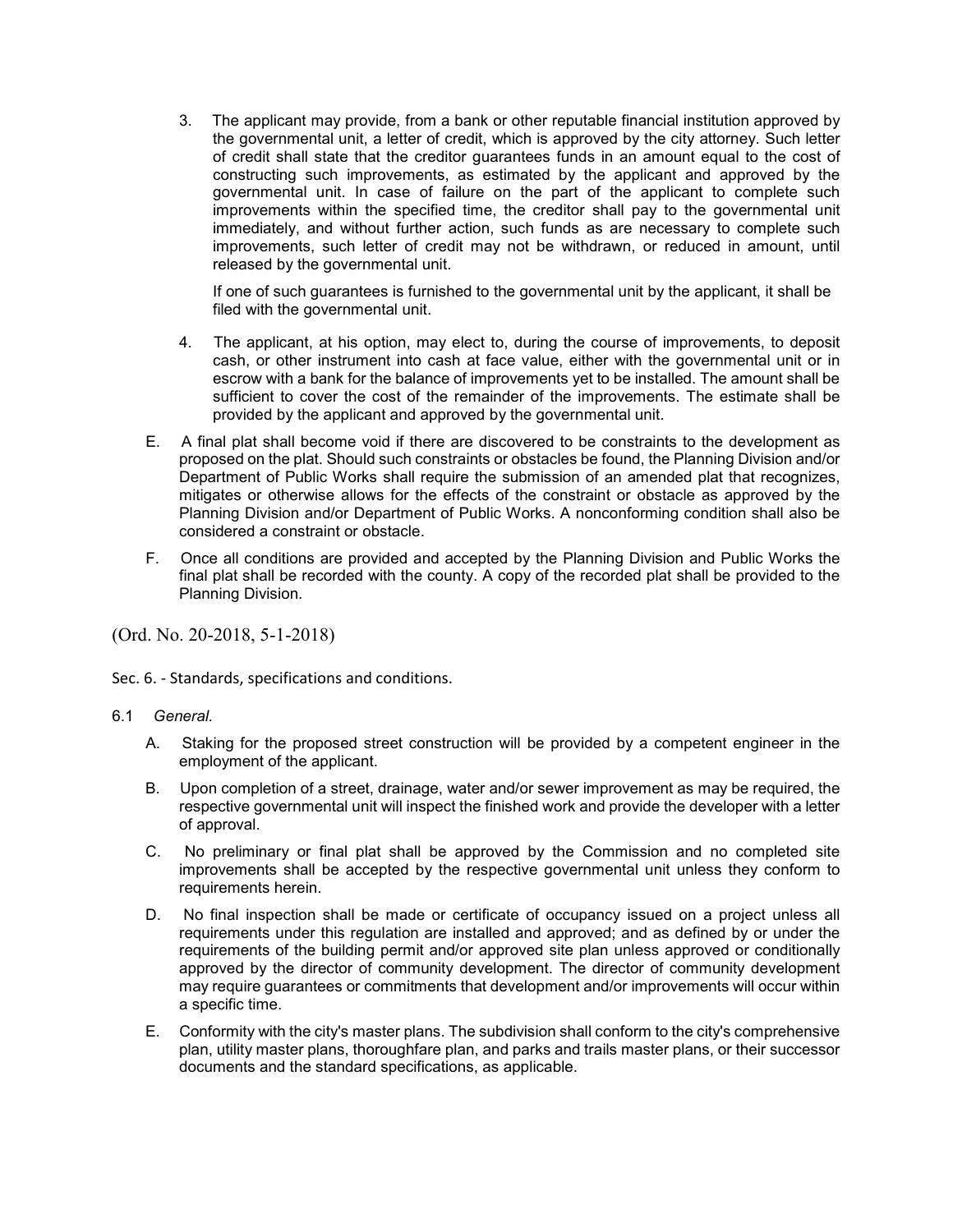3. The applicant may provide, from a bank or other reputable financial institution approved by the governmental unit, a letter of credit, which is approved by the city attorney. Such letter of credit shall state that the creditor guarantees funds in an amount equal to the cost of constructing such improvements, as estimated by the applicant and approved by the governmental unit. In case of failure on the part of the applicant to complete such improvements within the specified time, the creditor shall pay to the governmental unit immediately, and without further action, such funds as are necessary to complete such improvements, such letter of credit may not be withdrawn, or reduced in amount, until released by the governmental unit.

   If one of such guarantees is furnished to the governmental unit by the applicant, it shall be filed with the governmental unit.

4. The applicant, at his option, may elect to, during the course of improvements, to deposit cash, or other instrument into cash at face value, either with the governmental unit or in escrow with a bank for the balance of improvements yet to be installed. The amount shall be sufficient to cover the cost of the remainder of the improvements. The estimate shall be provided by the applicant and approved by the governmental unit.

E. A final plat shall become void if there are discovered to be constraints to the development as proposed on the plat. Should such constraints or obstacles be found, the Planning Division and/or Department of Public Works shall require the submission of an amended plat that recognizes, mitigates or otherwise allows for the effects of the constraint or obstacle as approved by the Planning Division and/or Department of Public Works. A nonconforming condition shall also be considered a constraint or obstacle.

F. Once all conditions are provided and accepted by the Planning Division and Public Works the final plat shall be recorded with the county. A copy of the recorded plat shall be provided to the Planning Division.

(Ord. No. 20-2018, 5-1-2018)

## Sec. 6. - Standards, specifications and conditions.

6.1 *General.*

A. Staking for the proposed street construction will be provided by a competent engineer in the employment of the applicant.

B. Upon completion of a street, drainage, water and/or sewer improvement as may be required, the respective governmental unit will inspect the finished work and provide the developer with a letter of approval.

C. No preliminary or final plat shall be approved by the Commission and no completed site improvements shall be accepted by the respective governmental unit unless they conform to requirements herein.

D. No final inspection shall be made or certificate of occupancy issued on a project unless all requirements under this regulation are installed and approved; and as defined by or under the requirements of the building permit and/or approved site plan unless approved or conditionally approved by the director of community development. The director of community development may require guarantees or commitments that development and/or improvements will occur within a specific time.

E. Conformity with the city's master plans. The subdivision shall conform to the city's comprehensive plan, utility master plans, thoroughfare plan, and parks and trails master plans, or their successor documents and the standard specifications, as applicable.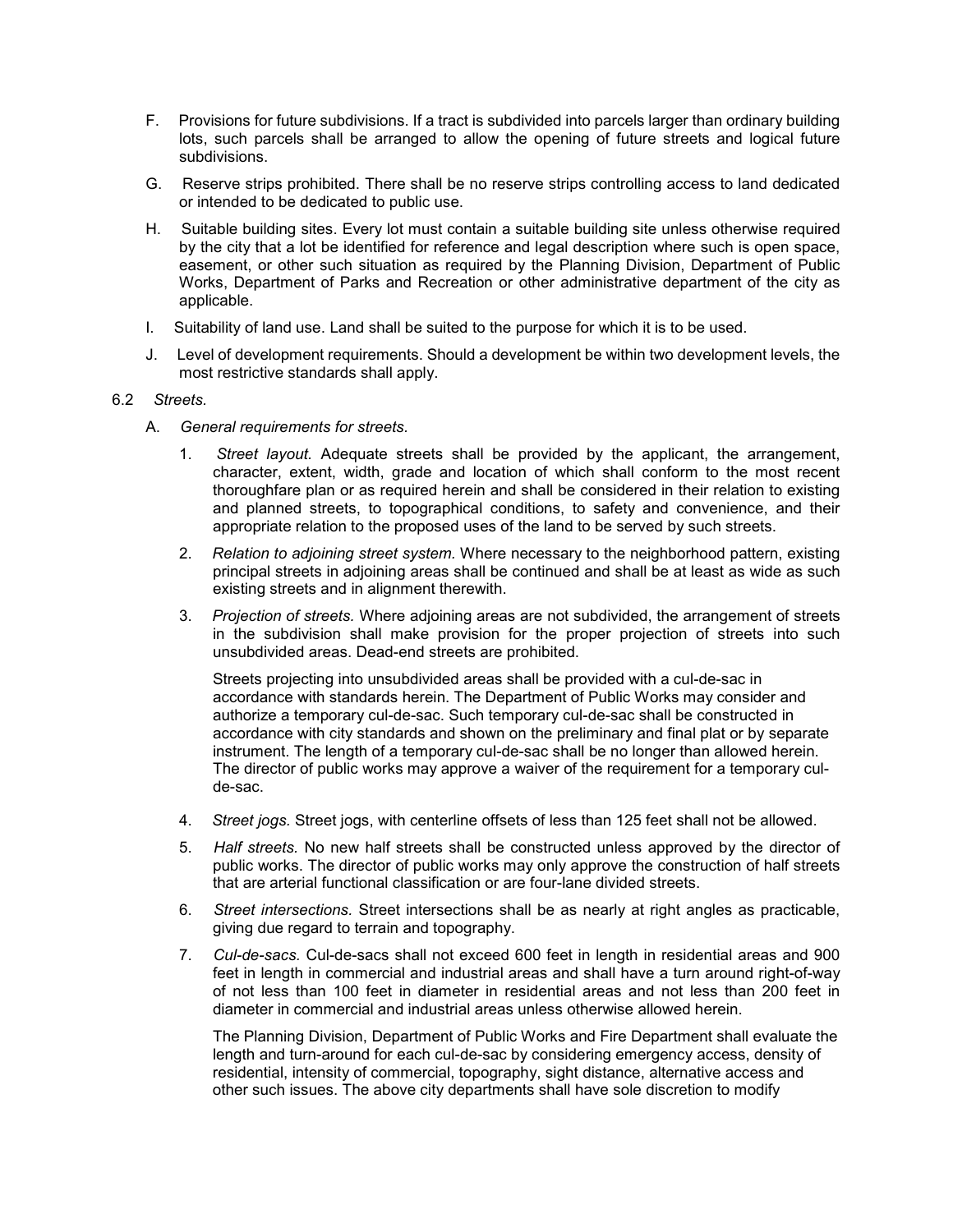F. Provisions for future subdivisions. If a tract is subdivided into parcels larger than ordinary building lots, such parcels shall be arranged to allow the opening of future streets and logical future subdivisions.

G. Reserve strips prohibited. There shall be no reserve strips controlling access to land dedicated or intended to be dedicated to public use.

H. Suitable building sites. Every lot must contain a suitable building site unless otherwise required by the city that a lot be identified for reference and legal description where such is open space, easement, or other such situation as required by the Planning Division, Department of Public Works, Department of Parks and Recreation or other administrative department of the city as applicable.

I. Suitability of land use. Land shall be suited to the purpose for which it is to be used.

J. Level of development requirements. Should a development be within two development levels, the most restrictive standards shall apply.

6.2 *Streets.*

A. *General requirements for streets.*

1. *Street layout.* Adequate streets shall be provided by the applicant, the arrangement, character, extent, width, grade and location of which shall conform to the most recent thoroughfare plan or as required herein and shall be considered in their relation to existing and planned streets, to topographical conditions, to safety and convenience, and their appropriate relation to the proposed uses of the land to be served by such streets.

2. *Relation to adjoining street system.* Where necessary to the neighborhood pattern, existing principal streets in adjoining areas shall be continued and shall be at least as wide as such existing streets and in alignment therewith.

3. *Projection of streets.* Where adjoining areas are not subdivided, the arrangement of streets in the subdivision shall make provision for the proper projection of streets into such unsubdivided areas. Dead-end streets are prohibited.

   Streets projecting into unsubdivided areas shall be provided with a cul-de-sac in accordance with standards herein. The Department of Public Works may consider and authorize a temporary cul-de-sac. Such temporary cul-de-sac shall be constructed in accordance with city standards and shown on the preliminary and final plat or by separate instrument. The length of a temporary cul-de-sac shall be no longer than allowed herein. The director of public works may approve a waiver of the requirement for a temporary cul-de-sac.

4. *Street jogs.* Street jogs, with centerline offsets of less than 125 feet shall not be allowed.

5. *Half streets.* No new half streets shall be constructed unless approved by the director of public works. The director of public works may only approve the construction of half streets that are arterial functional classification or are four-lane divided streets.

6. *Street intersections.* Street intersections shall be as nearly at right angles as practicable, giving due regard to terrain and topography.

7. *Cul-de-sacs.* Cul-de-sacs shall not exceed 600 feet in length in residential areas and 900 feet in length in commercial and industrial areas and shall have a turn around right-of-way of not less than 100 feet in diameter in residential areas and not less than 200 feet in diameter in commercial and industrial areas unless otherwise allowed herein.

   The Planning Division, Department of Public Works and Fire Department shall evaluate the length and turn-around for each cul-de-sac by considering emergency access, density of residential, intensity of commercial, topography, sight distance, alternative access and other such issues. The above city departments shall have sole discretion to modify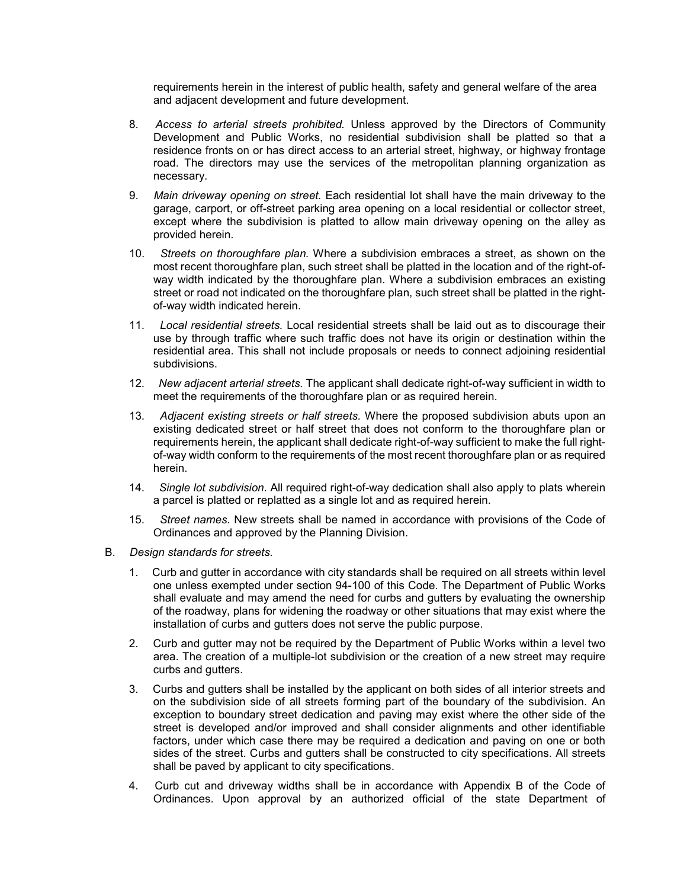requirements herein in the interest of public health, safety and general welfare of the area and adjacent development and future development.

8. *Access to arterial streets prohibited.* Unless approved by the Directors of Community Development and Public Works, no residential subdivision shall be platted so that a residence fronts on or has direct access to an arterial street, highway, or highway frontage road. The directors may use the services of the metropolitan planning organization as necessary.

9. *Main driveway opening on street.* Each residential lot shall have the main driveway to the garage, carport, or off-street parking area opening on a local residential or collector street, except where the subdivision is platted to allow main driveway opening on the alley as provided herein.

10. *Streets on thoroughfare plan.* Where a subdivision embraces a street, as shown on the most recent thoroughfare plan, such street shall be platted in the location and of the right-of-way width indicated by the thoroughfare plan. Where a subdivision embraces an existing street or road not indicated on the thoroughfare plan, such street shall be platted in the right-of-way width indicated herein.

11. *Local residential streets.* Local residential streets shall be laid out as to discourage their use by through traffic where such traffic does not have its origin or destination within the residential area. This shall not include proposals or needs to connect adjoining residential subdivisions.

12. *New adjacent arterial streets.* The applicant shall dedicate right-of-way sufficient in width to meet the requirements of the thoroughfare plan or as required herein.

13. *Adjacent existing streets or half streets.* Where the proposed subdivision abuts upon an existing dedicated street or half street that does not conform to the thoroughfare plan or requirements herein, the applicant shall dedicate right-of-way sufficient to make the full right-of-way width conform to the requirements of the most recent thoroughfare plan or as required herein.

14. *Single lot subdivision.* All required right-of-way dedication shall also apply to plats wherein a parcel is platted or replatted as a single lot and as required herein.

15. *Street names.* New streets shall be named in accordance with provisions of the Code of Ordinances and approved by the Planning Division.

B. *Design standards for streets.*

1. Curb and gutter in accordance with city standards shall be required on all streets within level one unless exempted under section 94-100 of this Code. The Department of Public Works shall evaluate and may amend the need for curbs and gutters by evaluating the ownership of the roadway, plans for widening the roadway or other situations that may exist where the installation of curbs and gutters does not serve the public purpose.

2. Curb and gutter may not be required by the Department of Public Works within a level two area. The creation of a multiple-lot subdivision or the creation of a new street may require curbs and gutters.

3. Curbs and gutters shall be installed by the applicant on both sides of all interior streets and on the subdivision side of all streets forming part of the boundary of the subdivision. An exception to boundary street dedication and paving may exist where the other side of the street is developed and/or improved and shall consider alignments and other identifiable factors, under which case there may be required a dedication and paving on one or both sides of the street. Curbs and gutters shall be constructed to city specifications. All streets shall be paved by applicant to city specifications.

4. Curb cut and driveway widths shall be in accordance with Appendix B of the Code of Ordinances. Upon approval by an authorized official of the state Department of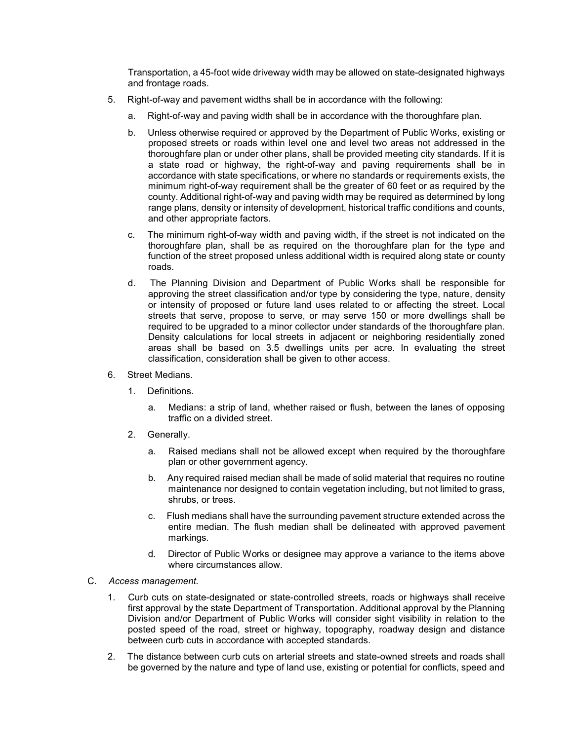Transportation, a 45-foot wide driveway width may be allowed on state-designated highways and frontage roads.

5. Right-of-way and pavement widths shall be in accordance with the following:

   a. Right-of-way and paving width shall be in accordance with the thoroughfare plan.

   b. Unless otherwise required or approved by the Department of Public Works, existing or proposed streets or roads within level one and level two areas not addressed in the thoroughfare plan or under other plans, shall be provided meeting city standards. If it is a state road or highway, the right-of-way and paving requirements shall be in accordance with state specifications, or where no standards or requirements exists, the minimum right-of-way requirement shall be the greater of 60 feet or as required by the county. Additional right-of-way and paving width may be required as determined by long range plans, density or intensity of development, historical traffic conditions and counts, and other appropriate factors.

   c. The minimum right-of-way width and paving width, if the street is not indicated on the thoroughfare plan, shall be as required on the thoroughfare plan for the type and function of the street proposed unless additional width is required along state or county roads.

   d. The Planning Division and Department of Public Works shall be responsible for approving the street classification and/or type by considering the type, nature, density or intensity of proposed or future land uses related to or affecting the street. Local streets that serve, propose to serve, or may serve 150 or more dwellings shall be required to be upgraded to a minor collector under standards of the thoroughfare plan. Density calculations for local streets in adjacent or neighboring residentially zoned areas shall be based on 3.5 dwellings units per acre. In evaluating the street classification, consideration shall be given to other access.

6. Street Medians.

   1. Definitions.

      a. Medians: a strip of land, whether raised or flush, between the lanes of opposing traffic on a divided street.

   2. Generally.

      a. Raised medians shall not be allowed except when required by the thoroughfare plan or other government agency.

      b. Any required raised median shall be made of solid material that requires no routine maintenance nor designed to contain vegetation including, but not limited to grass, shrubs, or trees.

      c. Flush medians shall have the surrounding pavement structure extended across the entire median. The flush median shall be delineated with approved pavement markings.

      d. Director of Public Works or designee may approve a variance to the items above where circumstances allow.

C. *Access management.*

1. Curb cuts on state-designated or state-controlled streets, roads or highways shall receive first approval by the state Department of Transportation. Additional approval by the Planning Division and/or Department of Public Works will consider sight visibility in relation to the posted speed of the road, street or highway, topography, roadway design and distance between curb cuts in accordance with accepted standards.

2. The distance between curb cuts on arterial streets and state-owned streets and roads shall be governed by the nature and type of land use, existing or potential for conflicts, speed and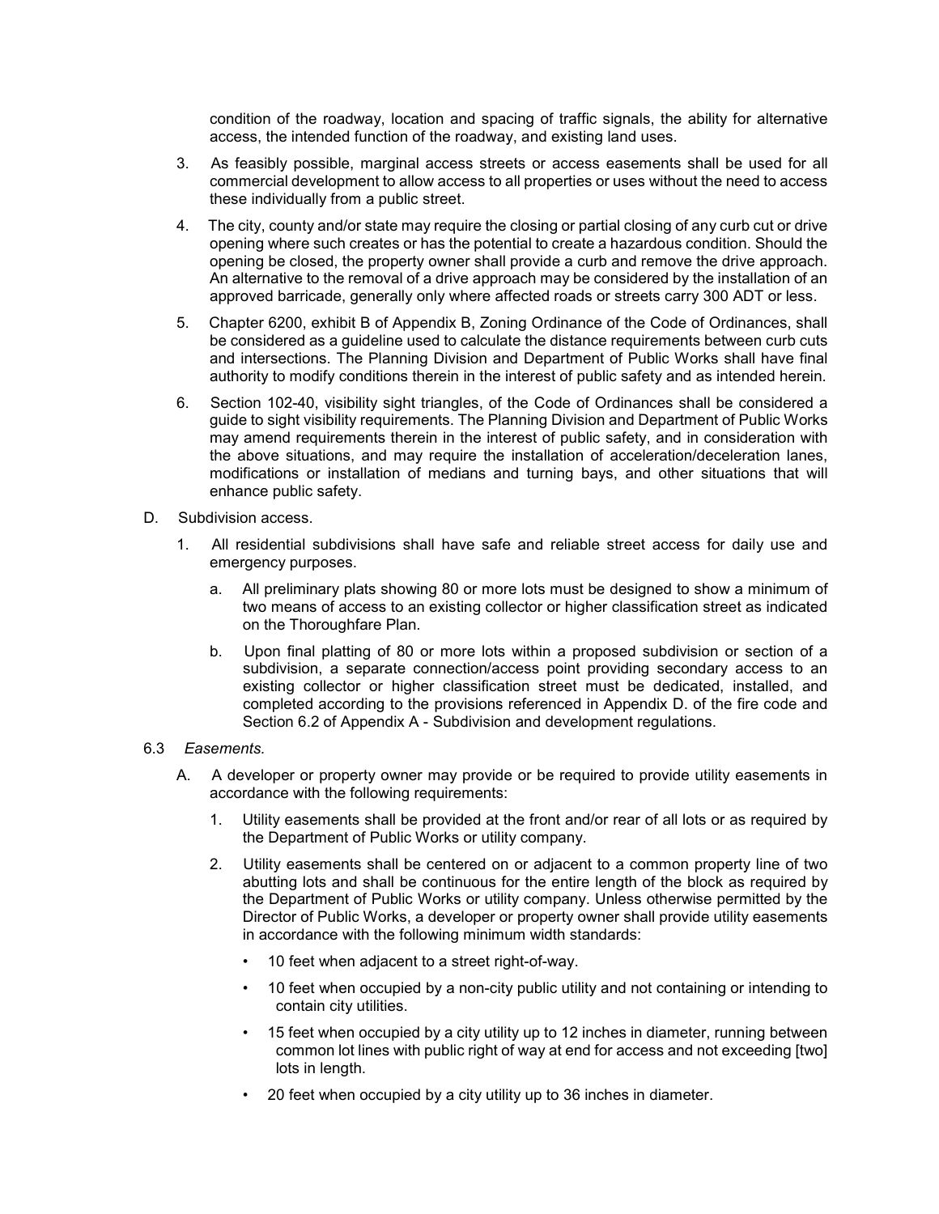condition of the roadway, location and spacing of traffic signals, the ability for alternative access, the intended function of the roadway, and existing land uses.

3. As feasibly possible, marginal access streets or access easements shall be used for all commercial development to allow access to all properties or uses without the need to access these individually from a public street.

4. The city, county and/or state may require the closing or partial closing of any curb cut or drive opening where such creates or has the potential to create a hazardous condition. Should the opening be closed, the property owner shall provide a curb and remove the drive approach. An alternative to the removal of a drive approach may be considered by the installation of an approved barricade, generally only where affected roads or streets carry 300 ADT or less.

5. Chapter 6200, exhibit B of Appendix B, Zoning Ordinance of the Code of Ordinances, shall be considered as a guideline used to calculate the distance requirements between curb cuts and intersections. The Planning Division and Department of Public Works shall have final authority to modify conditions therein in the interest of public safety and as intended herein.

6. Section 102-40, visibility sight triangles, of the Code of Ordinances shall be considered a guide to sight visibility requirements. The Planning Division and Department of Public Works may amend requirements therein in the interest of public safety, and in consideration with the above situations, and may require the installation of acceleration/deceleration lanes, modifications or installation of medians and turning bays, and other situations that will enhance public safety.

D. Subdivision access.

1. All residential subdivisions shall have safe and reliable street access for daily use and emergency purposes.

   a. All preliminary plats showing 80 or more lots must be designed to show a minimum of two means of access to an existing collector or higher classification street as indicated on the Thoroughfare Plan.

   b. Upon final platting of 80 or more lots within a proposed subdivision or section of a subdivision, a separate connection/access point providing secondary access to an existing collector or higher classification street must be dedicated, installed, and completed according to the provisions referenced in Appendix D. of the fire code and Section 6.2 of Appendix A - Subdivision and development regulations.

6.3 *Easements.*

A. A developer or property owner may provide or be required to provide utility easements in accordance with the following requirements:

1. Utility easements shall be provided at the front and/or rear of all lots or as required by the Department of Public Works or utility company.

2. Utility easements shall be centered on or adjacent to a common property line of two abutting lots and shall be continuous for the entire length of the block as required by the Department of Public Works or utility company. Unless otherwise permitted by the Director of Public Works, a developer or property owner shall provide utility easements in accordance with the following minimum width standards:

   - 10 feet when adjacent to a street right-of-way.
   - 10 feet when occupied by a non-city public utility and not containing or intending to contain city utilities.
   - 15 feet when occupied by a city utility up to 12 inches in diameter, running between common lot lines with public right of way at end for access and not exceeding [two] lots in length.
   - 20 feet when occupied by a city utility up to 36 inches in diameter.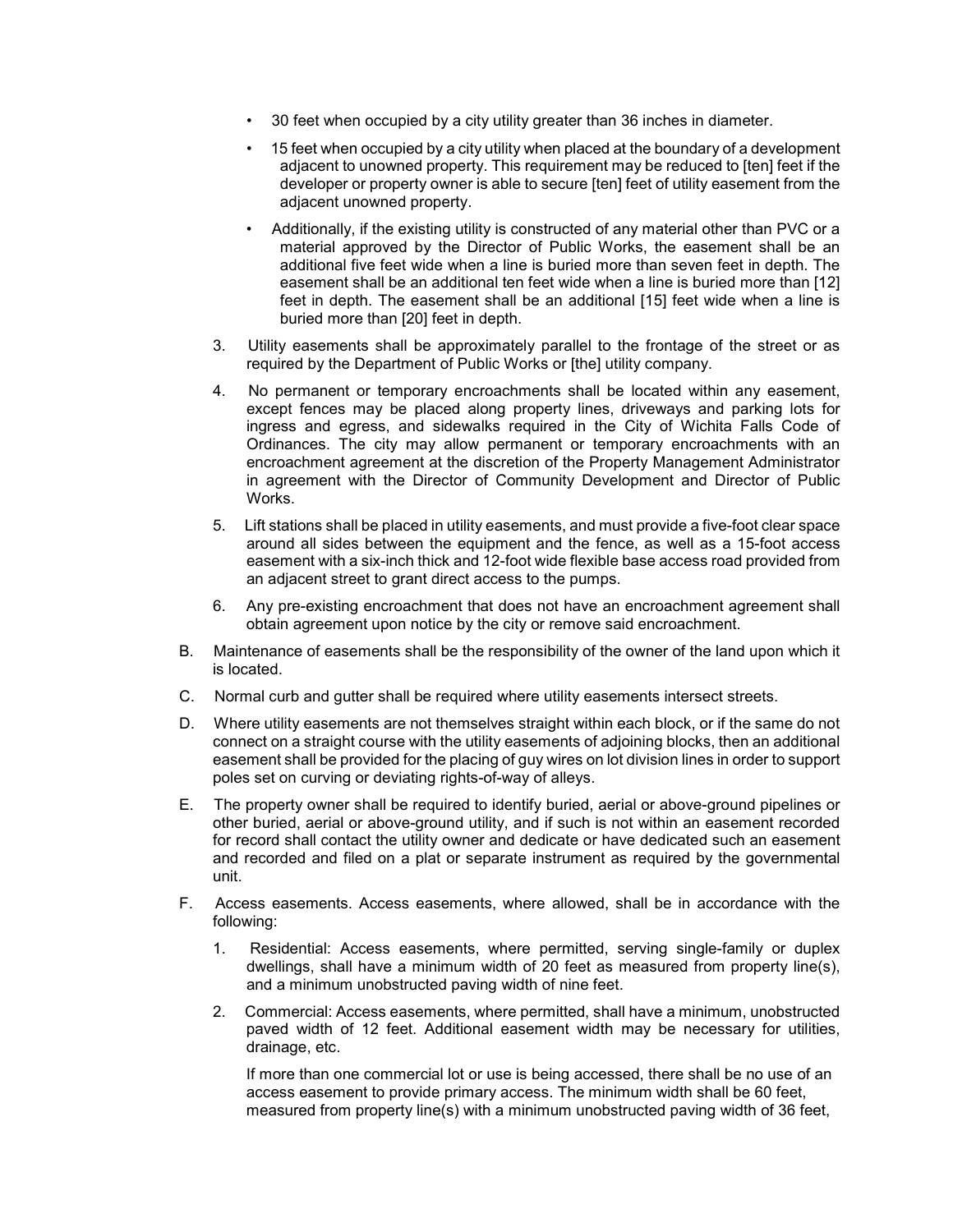- 30 feet when occupied by a city utility greater than 36 inches in diameter.
- 15 feet when occupied by a city utility when placed at the boundary of a development adjacent to unowned property. This requirement may be reduced to [ten] feet if the developer or property owner is able to secure [ten] feet of utility easement from the adjacent unowned property.
- Additionally, if the existing utility is constructed of any material other than PVC or a material approved by the Director of Public Works, the easement shall be an additional five feet wide when a line is buried more than seven feet in depth. The easement shall be an additional ten feet wide when a line is buried more than [12] feet in depth. The easement shall be an additional [15] feet wide when a line is buried more than [20] feet in depth.

3. Utility easements shall be approximately parallel to the frontage of the street or as required by the Department of Public Works or [the] utility company.
4. No permanent or temporary encroachments shall be located within any easement, except fences may be placed along property lines, driveways and parking lots for ingress and egress, and sidewalks required in the City of Wichita Falls Code of Ordinances. The city may allow permanent or temporary encroachments with an encroachment agreement at the discretion of the Property Management Administrator in agreement with the Director of Community Development and Director of Public Works.
5. Lift stations shall be placed in utility easements, and must provide a five-foot clear space around all sides between the equipment and the fence, as well as a 15-foot access easement with a six-inch thick and 12-foot wide flexible base access road provided from an adjacent street to grant direct access to the pumps.
6. Any pre-existing encroachment that does not have an encroachment agreement shall obtain agreement upon notice by the city or remove said encroachment.

B. Maintenance of easements shall be the responsibility of the owner of the land upon which it is located.

C. Normal curb and gutter shall be required where utility easements intersect streets.

D. Where utility easements are not themselves straight within each block, or if the same do not connect on a straight course with the utility easements of adjoining blocks, then an additional easement shall be provided for the placing of guy wires on lot division lines in order to support poles set on curving or deviating rights-of-way of alleys.

E. The property owner shall be required to identify buried, aerial or above-ground pipelines or other buried, aerial or above-ground utility, and if such is not within an easement recorded for record shall contact the utility owner and dedicate or have dedicated such an easement and recorded and filed on a plat or separate instrument as required by the governmental unit.

F. Access easements. Access easements, where allowed, shall be in accordance with the following:

1. Residential: Access easements, where permitted, serving single-family or duplex dwellings, shall have a minimum width of 20 feet as measured from property line(s), and a minimum unobstructed paving width of nine feet.
2. Commercial: Access easements, where permitted, shall have a minimum, unobstructed paved width of 12 feet. Additional easement width may be necessary for utilities, drainage, etc.

   If more than one commercial lot or use is being accessed, there shall be no use of an access easement to provide primary access. The minimum width shall be 60 feet, measured from property line(s) with a minimum unobstructed paving width of 36 feet,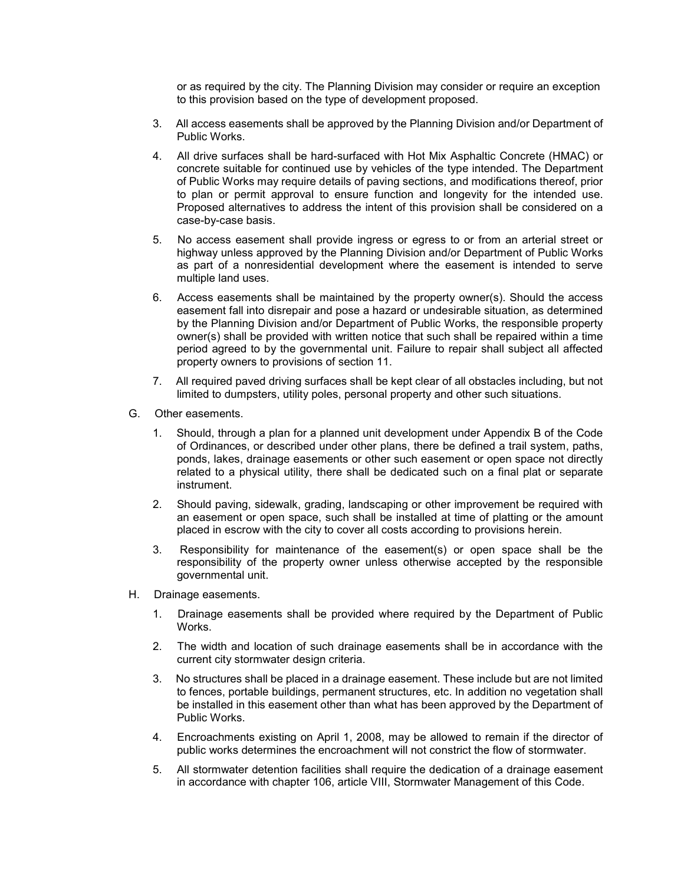or as required by the city. The Planning Division may consider or require an exception to this provision based on the type of development proposed.

3. All access easements shall be approved by the Planning Division and/or Department of Public Works.

4. All drive surfaces shall be hard-surfaced with Hot Mix Asphaltic Concrete (HMAC) or concrete suitable for continued use by vehicles of the type intended. The Department of Public Works may require details of paving sections, and modifications thereof, prior to plan or permit approval to ensure function and longevity for the intended use. Proposed alternatives to address the intent of this provision shall be considered on a case-by-case basis.

5. No access easement shall provide ingress or egress to or from an arterial street or highway unless approved by the Planning Division and/or Department of Public Works as part of a nonresidential development where the easement is intended to serve multiple land uses.

6. Access easements shall be maintained by the property owner(s). Should the access easement fall into disrepair and pose a hazard or undesirable situation, as determined by the Planning Division and/or Department of Public Works, the responsible property owner(s) shall be provided with written notice that such shall be repaired within a time period agreed to by the governmental unit. Failure to repair shall subject all affected property owners to provisions of section 11.

7. All required paved driving surfaces shall be kept clear of all obstacles including, but not limited to dumpsters, utility poles, personal property and other such situations.

G. Other easements.

1. Should, through a plan for a planned unit development under Appendix B of the Code of Ordinances, or described under other plans, there be defined a trail system, paths, ponds, lakes, drainage easements or other such easement or open space not directly related to a physical utility, there shall be dedicated such on a final plat or separate instrument.

2. Should paving, sidewalk, grading, landscaping or other improvement be required with an easement or open space, such shall be installed at time of platting or the amount placed in escrow with the city to cover all costs according to provisions herein.

3. Responsibility for maintenance of the easement(s) or open space shall be the responsibility of the property owner unless otherwise accepted by the responsible governmental unit.

H. Drainage easements.

1. Drainage easements shall be provided where required by the Department of Public Works.

2. The width and location of such drainage easements shall be in accordance with the current city stormwater design criteria.

3. No structures shall be placed in a drainage easement. These include but are not limited to fences, portable buildings, permanent structures, etc. In addition no vegetation shall be installed in this easement other than what has been approved by the Department of Public Works.

4. Encroachments existing on April 1, 2008, may be allowed to remain if the director of public works determines the encroachment will not constrict the flow of stormwater.

5. All stormwater detention facilities shall require the dedication of a drainage easement in accordance with chapter 106, article VIII, Stormwater Management of this Code.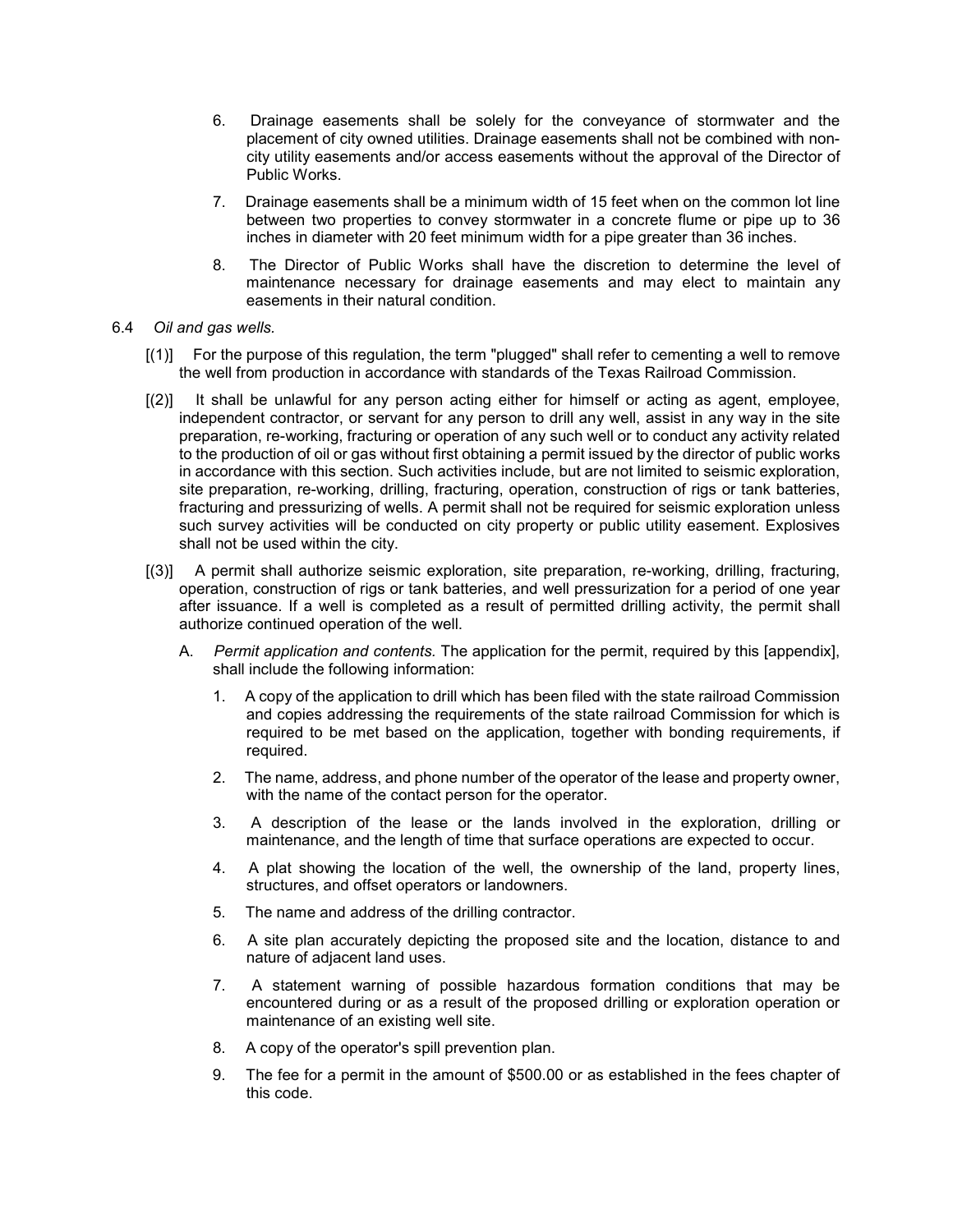6. Drainage easements shall be solely for the conveyance of stormwater and the placement of city owned utilities. Drainage easements shall not be combined with non-city utility easements and/or access easements without the approval of the Director of Public Works.

7. Drainage easements shall be a minimum width of 15 feet when on the common lot line between two properties to convey stormwater in a concrete flume or pipe up to 36 inches in diameter with 20 feet minimum width for a pipe greater than 36 inches.

8. The Director of Public Works shall have the discretion to determine the level of maintenance necessary for drainage easements and may elect to maintain any easements in their natural condition.

6.4 *Oil and gas wells.*

[(1)] For the purpose of this regulation, the term "plugged" shall refer to cementing a well to remove the well from production in accordance with standards of the Texas Railroad Commission.

[(2)] It shall be unlawful for any person acting either for himself or acting as agent, employee, independent contractor, or servant for any person to drill any well, assist in any way in the site preparation, re-working, fracturing or operation of any such well or to conduct any activity related to the production of oil or gas without first obtaining a permit issued by the director of public works in accordance with this section. Such activities include, but are not limited to seismic exploration, site preparation, re-working, drilling, fracturing, operation, construction of rigs or tank batteries, fracturing and pressurizing of wells. A permit shall not be required for seismic exploration unless such survey activities will be conducted on city property or public utility easement. Explosives shall not be used within the city.

[(3)] A permit shall authorize seismic exploration, site preparation, re-working, drilling, fracturing, operation, construction of rigs or tank batteries, and well pressurization for a period of one year after issuance. If a well is completed as a result of permitted drilling activity, the permit shall authorize continued operation of the well.

A. *Permit application and contents.* The application for the permit, required by this [appendix], shall include the following information:

1. A copy of the application to drill which has been filed with the state railroad Commission and copies addressing the requirements of the state railroad Commission for which is required to be met based on the application, together with bonding requirements, if required.

2. The name, address, and phone number of the operator of the lease and property owner, with the name of the contact person for the operator.

3. A description of the lease or the lands involved in the exploration, drilling or maintenance, and the length of time that surface operations are expected to occur.

4. A plat showing the location of the well, the ownership of the land, property lines, structures, and offset operators or landowners.

5. The name and address of the drilling contractor.

6. A site plan accurately depicting the proposed site and the location, distance to and nature of adjacent land uses.

7. A statement warning of possible hazardous formation conditions that may be encountered during or as a result of the proposed drilling or exploration operation or maintenance of an existing well site.

8. A copy of the operator's spill prevention plan.

9. The fee for a permit in the amount of $500.00 or as established in the fees chapter of this code.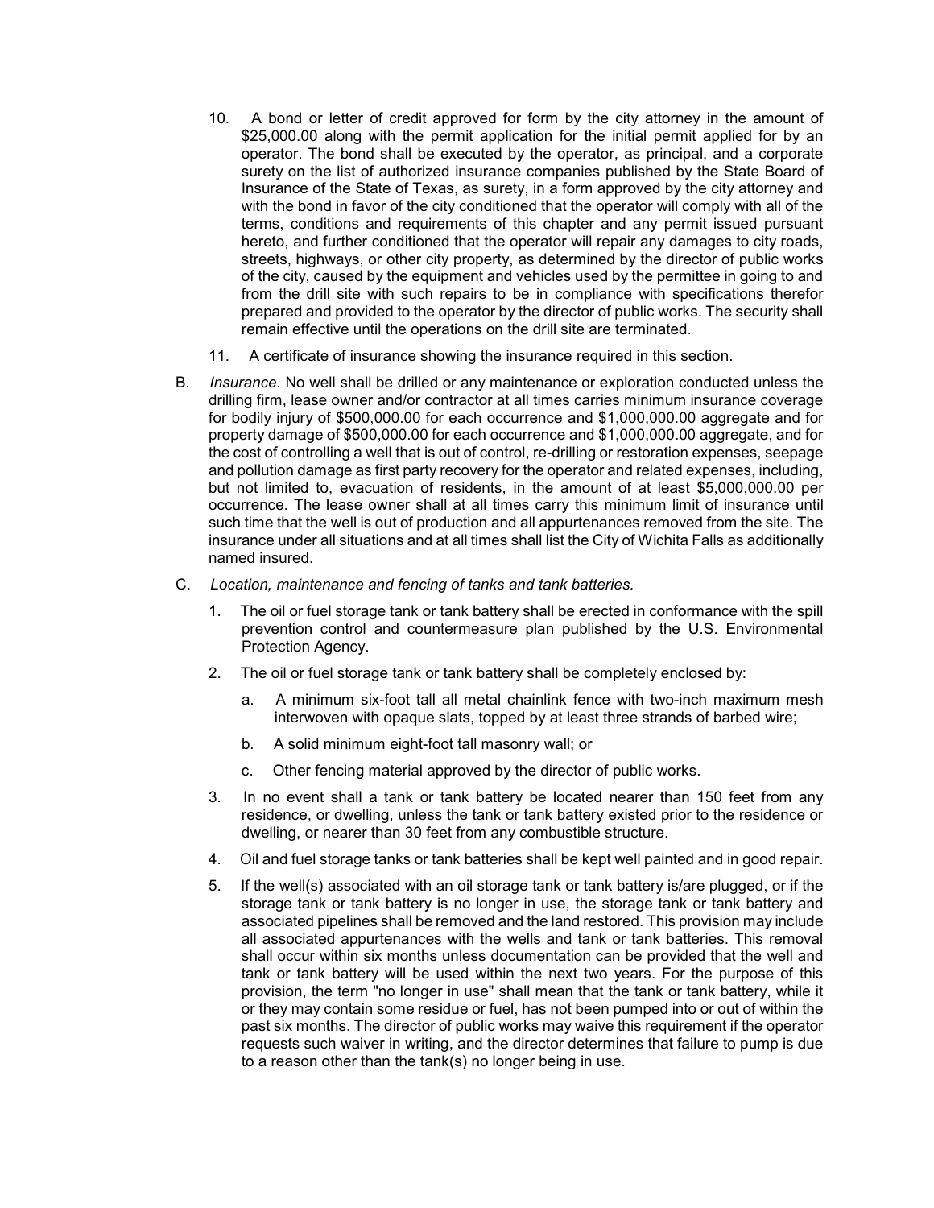10. A bond or letter of credit approved for form by the city attorney in the amount of $25,000.00 along with the permit application for the initial permit applied for by an operator. The bond shall be executed by the operator, as principal, and a corporate surety on the list of authorized insurance companies published by the State Board of Insurance of the State of Texas, as surety, in a form approved by the city attorney and with the bond in favor of the city conditioned that the operator will comply with all of the terms, conditions and requirements of this chapter and any permit issued pursuant hereto, and further conditioned that the operator will repair any damages to city roads, streets, highways, or other city property, as determined by the director of public works of the city, caused by the equipment and vehicles used by the permittee in going to and from the drill site with such repairs to be in compliance with specifications therefor prepared and provided to the operator by the director of public works. The security shall remain effective until the operations on the drill site are terminated.

11. A certificate of insurance showing the insurance required in this section.

B. *Insurance.* No well shall be drilled or any maintenance or exploration conducted unless the drilling firm, lease owner and/or contractor at all times carries minimum insurance coverage for bodily injury of $500,000.00 for each occurrence and $1,000,000.00 aggregate and for property damage of $500,000.00 for each occurrence and $1,000,000.00 aggregate, and for the cost of controlling a well that is out of control, re-drilling or restoration expenses, seepage and pollution damage as first party recovery for the operator and related expenses, including, but not limited to, evacuation of residents, in the amount of at least $5,000,000.00 per occurrence. The lease owner shall at all times carry this minimum limit of insurance until such time that the well is out of production and all appurtenances removed from the site. The insurance under all situations and at all times shall list the City of Wichita Falls as additionally named insured.

C. *Location, maintenance and fencing of tanks and tank batteries.*

1. The oil or fuel storage tank or tank battery shall be erected in conformance with the spill prevention control and countermeasure plan published by the U.S. Environmental Protection Agency.

2. The oil or fuel storage tank or tank battery shall be completely enclosed by:

   a. A minimum six-foot tall all metal chainlink fence with two-inch maximum mesh interwoven with opaque slats, topped by at least three strands of barbed wire;

   b. A solid minimum eight-foot tall masonry wall; or

   c. Other fencing material approved by the director of public works.

3. In no event shall a tank or tank battery be located nearer than 150 feet from any residence, or dwelling, unless the tank or tank battery existed prior to the residence or dwelling, or nearer than 30 feet from any combustible structure.

4. Oil and fuel storage tanks or tank batteries shall be kept well painted and in good repair.

5. If the well(s) associated with an oil storage tank or tank battery is/are plugged, or if the storage tank or tank battery is no longer in use, the storage tank or tank battery and associated pipelines shall be removed and the land restored. This provision may include all associated appurtenances with the wells and tank or tank batteries. This removal shall occur within six months unless documentation can be provided that the well and tank or tank battery will be used within the next two years. For the purpose of this provision, the term "no longer in use" shall mean that the tank or tank battery, while it or they may contain some residue or fuel, has not been pumped into or out of within the past six months. The director of public works may waive this requirement if the operator requests such waiver in writing, and the director determines that failure to pump is due to a reason other than the tank(s) no longer being in use.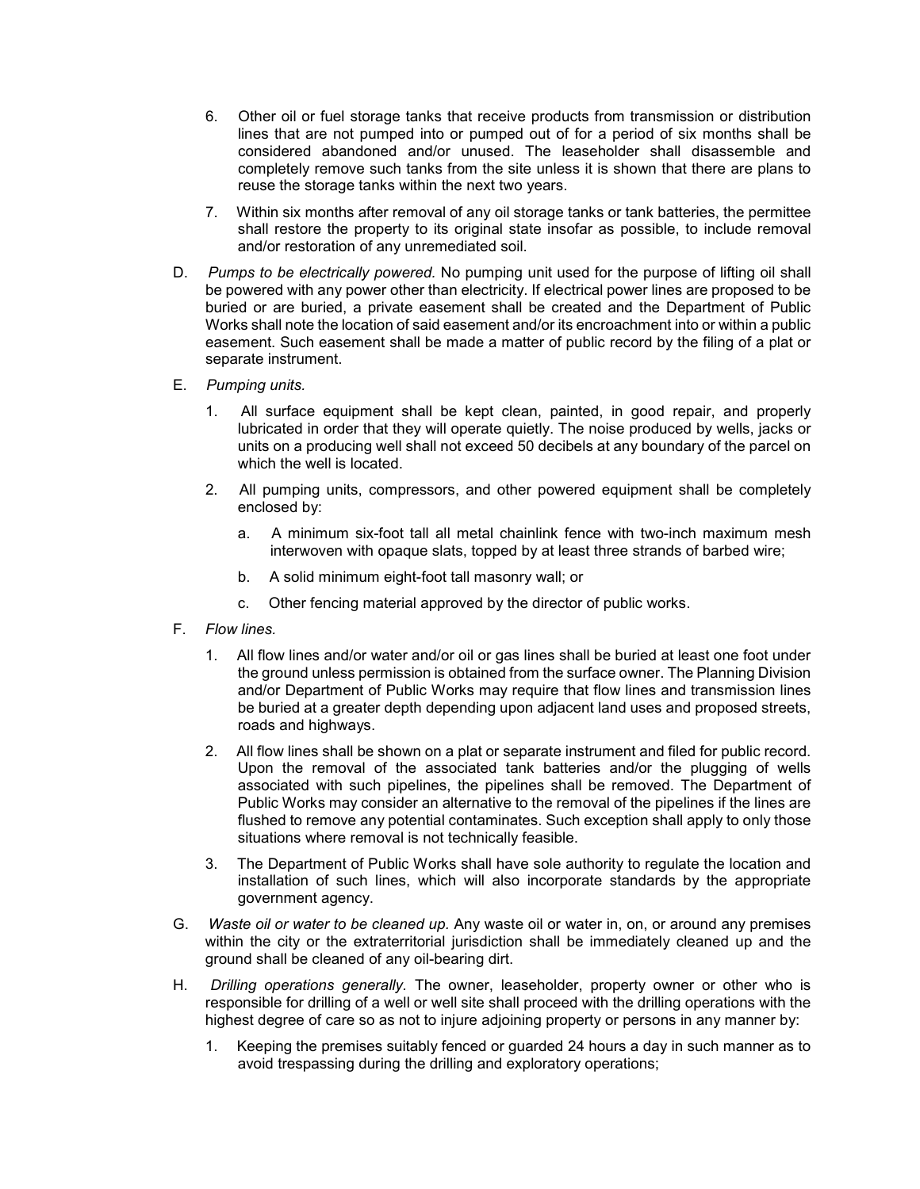6. Other oil or fuel storage tanks that receive products from transmission or distribution lines that are not pumped into or pumped out of for a period of six months shall be considered abandoned and/or unused. The leaseholder shall disassemble and completely remove such tanks from the site unless it is shown that there are plans to reuse the storage tanks within the next two years.

7. Within six months after removal of any oil storage tanks or tank batteries, the permittee shall restore the property to its original state insofar as possible, to include removal and/or restoration of any unremediated soil.

D. *Pumps to be electrically powered.* No pumping unit used for the purpose of lifting oil shall be powered with any power other than electricity. If electrical power lines are proposed to be buried or are buried, a private easement shall be created and the Department of Public Works shall note the location of said easement and/or its encroachment into or within a public easement. Such easement shall be made a matter of public record by the filing of a plat or separate instrument.

E. *Pumping units.*

1. All surface equipment shall be kept clean, painted, in good repair, and properly lubricated in order that they will operate quietly. The noise produced by wells, jacks or units on a producing well shall not exceed 50 decibels at any boundary of the parcel on which the well is located.

2. All pumping units, compressors, and other powered equipment shall be completely enclosed by:

   a. A minimum six-foot tall all metal chainlink fence with two-inch maximum mesh interwoven with opaque slats, topped by at least three strands of barbed wire;

   b. A solid minimum eight-foot tall masonry wall; or

   c. Other fencing material approved by the director of public works.

F. *Flow lines.*

1. All flow lines and/or water and/or oil or gas lines shall be buried at least one foot under the ground unless permission is obtained from the surface owner. The Planning Division and/or Department of Public Works may require that flow lines and transmission lines be buried at a greater depth depending upon adjacent land uses and proposed streets, roads and highways.

2. All flow lines shall be shown on a plat or separate instrument and filed for public record. Upon the removal of the associated tank batteries and/or the plugging of wells associated with such pipelines, the pipelines shall be removed. The Department of Public Works may consider an alternative to the removal of the pipelines if the lines are flushed to remove any potential contaminates. Such exception shall apply to only those situations where removal is not technically feasible.

3. The Department of Public Works shall have sole authority to regulate the location and installation of such lines, which will also incorporate standards by the appropriate government agency.

G. *Waste oil or water to be cleaned up.* Any waste oil or water in, on, or around any premises within the city or the extraterritorial jurisdiction shall be immediately cleaned up and the ground shall be cleaned of any oil-bearing dirt.

H. *Drilling operations generally.* The owner, leaseholder, property owner or other who is responsible for drilling of a well or well site shall proceed with the drilling operations with the highest degree of care so as not to injure adjoining property or persons in any manner by:

1. Keeping the premises suitably fenced or guarded 24 hours a day in such manner as to avoid trespassing during the drilling and exploratory operations;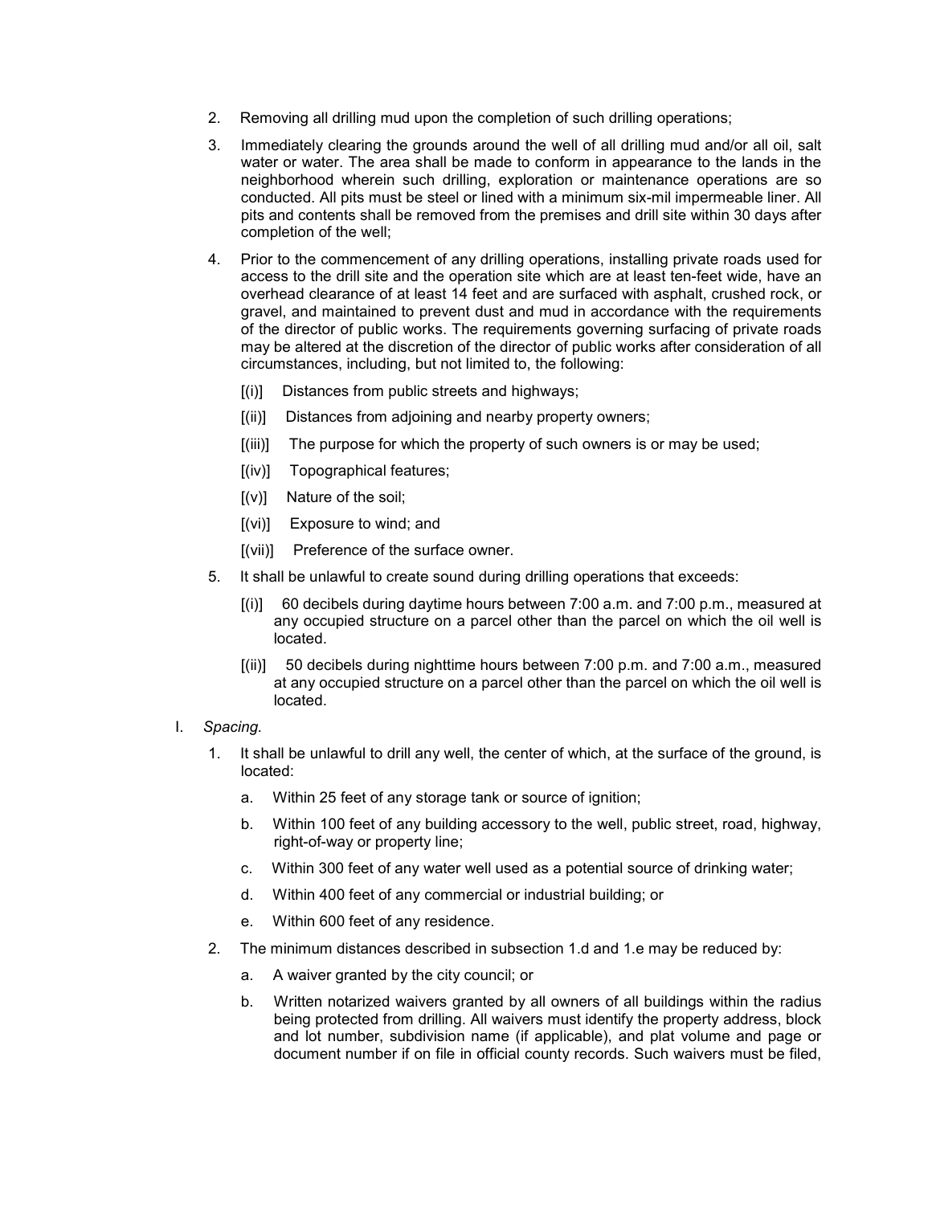2. Removing all drilling mud upon the completion of such drilling operations;

3. Immediately clearing the grounds around the well of all drilling mud and/or all oil, salt water or water. The area shall be made to conform in appearance to the lands in the neighborhood wherein such drilling, exploration or maintenance operations are so conducted. All pits must be steel or lined with a minimum six-mil impermeable liner. All pits and contents shall be removed from the premises and drill site within 30 days after completion of the well;

4. Prior to the commencement of any drilling operations, installing private roads used for access to the drill site and the operation site which are at least ten-feet wide, have an overhead clearance of at least 14 feet and are surfaced with asphalt, crushed rock, or gravel, and maintained to prevent dust and mud in accordance with the requirements of the director of public works. The requirements governing surfacing of private roads may be altered at the discretion of the director of public works after consideration of all circumstances, including, but not limited to, the following:

   [(i)] Distances from public streets and highways;

   [(ii)] Distances from adjoining and nearby property owners;

   [(iii)] The purpose for which the property of such owners is or may be used;

   [(iv)] Topographical features;

   [(v)] Nature of the soil;

   [(vi)] Exposure to wind; and

   [(vii)] Preference of the surface owner.

5. It shall be unlawful to create sound during drilling operations that exceeds:

   [(i)] 60 decibels during daytime hours between 7:00 a.m. and 7:00 p.m., measured at any occupied structure on a parcel other than the parcel on which the oil well is located.

   [(ii)] 50 decibels during nighttime hours between 7:00 p.m. and 7:00 a.m., measured at any occupied structure on a parcel other than the parcel on which the oil well is located.

I. *Spacing.*

1. It shall be unlawful to drill any well, the center of which, at the surface of the ground, is located:

   a. Within 25 feet of any storage tank or source of ignition;

   b. Within 100 feet of any building accessory to the well, public street, road, highway, right-of-way or property line;

   c. Within 300 feet of any water well used as a potential source of drinking water;

   d. Within 400 feet of any commercial or industrial building; or

   e. Within 600 feet of any residence.

2. The minimum distances described in subsection 1.d and 1.e may be reduced by:

   a. A waiver granted by the city council; or

   b. Written notarized waivers granted by all owners of all buildings within the radius being protected from drilling. All waivers must identify the property address, block and lot number, subdivision name (if applicable), and plat volume and page or document number if on file in official county records. Such waivers must be filed,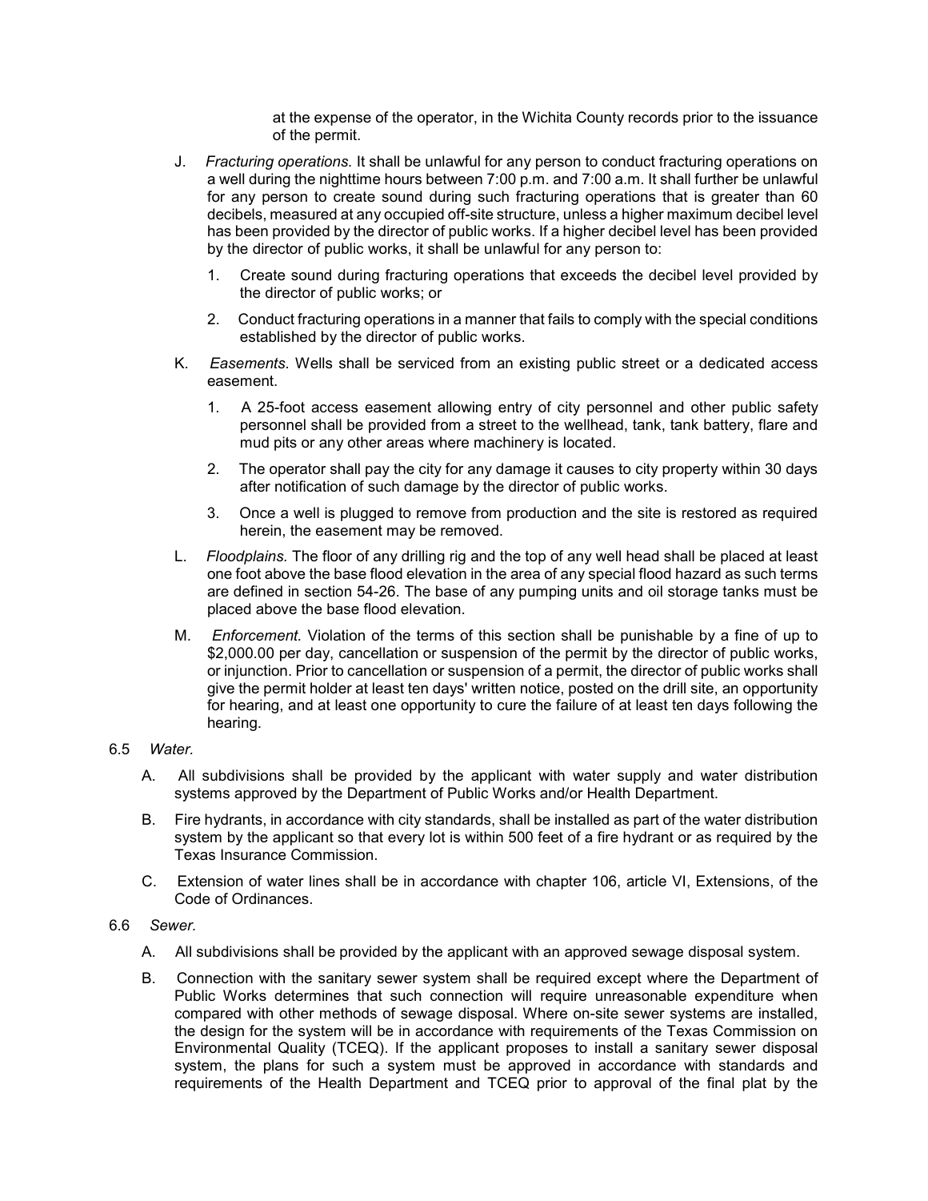at the expense of the operator, in the Wichita County records prior to the issuance of the permit.

J. *Fracturing operations.* It shall be unlawful for any person to conduct fracturing operations on a well during the nighttime hours between 7:00 p.m. and 7:00 a.m. It shall further be unlawful for any person to create sound during such fracturing operations that is greater than 60 decibels, measured at any occupied off-site structure, unless a higher maximum decibel level has been provided by the director of public works. If a higher decibel level has been provided by the director of public works, it shall be unlawful for any person to:

   1. Create sound during fracturing operations that exceeds the decibel level provided by the director of public works; or

   2. Conduct fracturing operations in a manner that fails to comply with the special conditions established by the director of public works.

K. *Easements.* Wells shall be serviced from an existing public street or a dedicated access easement.

   1. A 25-foot access easement allowing entry of city personnel and other public safety personnel shall be provided from a street to the wellhead, tank, tank battery, flare and mud pits or any other areas where machinery is located.

   2. The operator shall pay the city for any damage it causes to city property within 30 days after notification of such damage by the director of public works.

   3. Once a well is plugged to remove from production and the site is restored as required herein, the easement may be removed.

L. *Floodplains.* The floor of any drilling rig and the top of any well head shall be placed at least one foot above the base flood elevation in the area of any special flood hazard as such terms are defined in section 54-26. The base of any pumping units and oil storage tanks must be placed above the base flood elevation.

M. *Enforcement.* Violation of the terms of this section shall be punishable by a fine of up to $2,000.00 per day, cancellation or suspension of the permit by the director of public works, or injunction. Prior to cancellation or suspension of a permit, the director of public works shall give the permit holder at least ten days' written notice, posted on the drill site, an opportunity for hearing, and at least one opportunity to cure the failure of at least ten days following the hearing.

6.5 *Water.*

A. All subdivisions shall be provided by the applicant with water supply and water distribution systems approved by the Department of Public Works and/or Health Department.

B. Fire hydrants, in accordance with city standards, shall be installed as part of the water distribution system by the applicant so that every lot is within 500 feet of a fire hydrant or as required by the Texas Insurance Commission.

C. Extension of water lines shall be in accordance with chapter 106, article VI, Extensions, of the Code of Ordinances.

6.6 *Sewer.*

A. All subdivisions shall be provided by the applicant with an approved sewage disposal system.

B. Connection with the sanitary sewer system shall be required except where the Department of Public Works determines that such connection will require unreasonable expenditure when compared with other methods of sewage disposal. Where on-site sewer systems are installed, the design for the system will be in accordance with requirements of the Texas Commission on Environmental Quality (TCEQ). If the applicant proposes to install a sanitary sewer disposal system, the plans for such a system must be approved in accordance with standards and requirements of the Health Department and TCEQ prior to approval of the final plat by the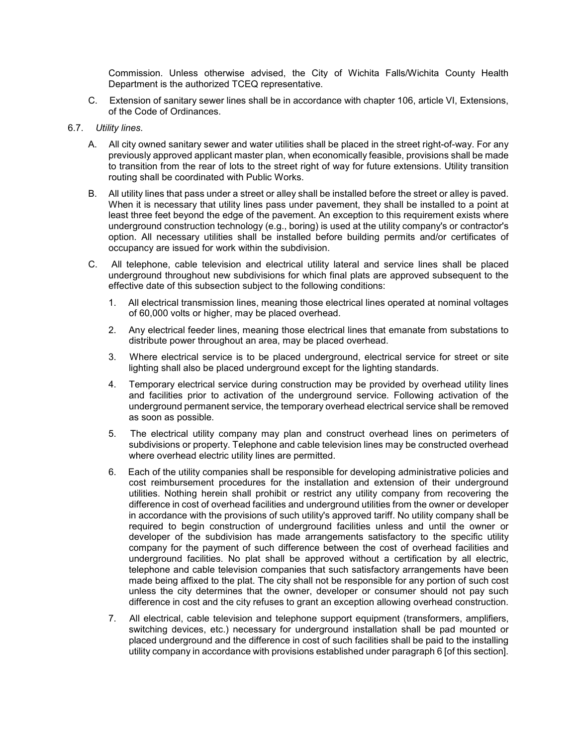Commission. Unless otherwise advised, the City of Wichita Falls/Wichita County Health Department is the authorized TCEQ representative.

C. Extension of sanitary sewer lines shall be in accordance with chapter 106, article VI, Extensions, of the Code of Ordinances.

6.7. *Utility lines.*

A. All city owned sanitary sewer and water utilities shall be placed in the street right-of-way. For any previously approved applicant master plan, when economically feasible, provisions shall be made to transition from the rear of lots to the street right of way for future extensions. Utility transition routing shall be coordinated with Public Works.

B. All utility lines that pass under a street or alley shall be installed before the street or alley is paved. When it is necessary that utility lines pass under pavement, they shall be installed to a point at least three feet beyond the edge of the pavement. An exception to this requirement exists where underground construction technology (e.g., boring) is used at the utility company's or contractor's option. All necessary utilities shall be installed before building permits and/or certificates of occupancy are issued for work within the subdivision.

C. All telephone, cable television and electrical utility lateral and service lines shall be placed underground throughout new subdivisions for which final plats are approved subsequent to the effective date of this subsection subject to the following conditions:

1. All electrical transmission lines, meaning those electrical lines operated at nominal voltages of 60,000 volts or higher, may be placed overhead.

2. Any electrical feeder lines, meaning those electrical lines that emanate from substations to distribute power throughout an area, may be placed overhead.

3. Where electrical service is to be placed underground, electrical service for street or site lighting shall also be placed underground except for the lighting standards.

4. Temporary electrical service during construction may be provided by overhead utility lines and facilities prior to activation of the underground service. Following activation of the underground permanent service, the temporary overhead electrical service shall be removed as soon as possible.

5. The electrical utility company may plan and construct overhead lines on perimeters of subdivisions or property. Telephone and cable television lines may be constructed overhead where overhead electric utility lines are permitted.

6. Each of the utility companies shall be responsible for developing administrative policies and cost reimbursement procedures for the installation and extension of their underground utilities. Nothing herein shall prohibit or restrict any utility company from recovering the difference in cost of overhead facilities and underground utilities from the owner or developer in accordance with the provisions of such utility's approved tariff. No utility company shall be required to begin construction of underground facilities unless and until the owner or developer of the subdivision has made arrangements satisfactory to the specific utility company for the payment of such difference between the cost of overhead facilities and underground facilities. No plat shall be approved without a certification by all electric, telephone and cable television companies that such satisfactory arrangements have been made being affixed to the plat. The city shall not be responsible for any portion of such cost unless the city determines that the owner, developer or consumer should not pay such difference in cost and the city refuses to grant an exception allowing overhead construction.

7. All electrical, cable television and telephone support equipment (transformers, amplifiers, switching devices, etc.) necessary for underground installation shall be pad mounted or placed underground and the difference in cost of such facilities shall be paid to the installing utility company in accordance with provisions established under paragraph 6 [of this section].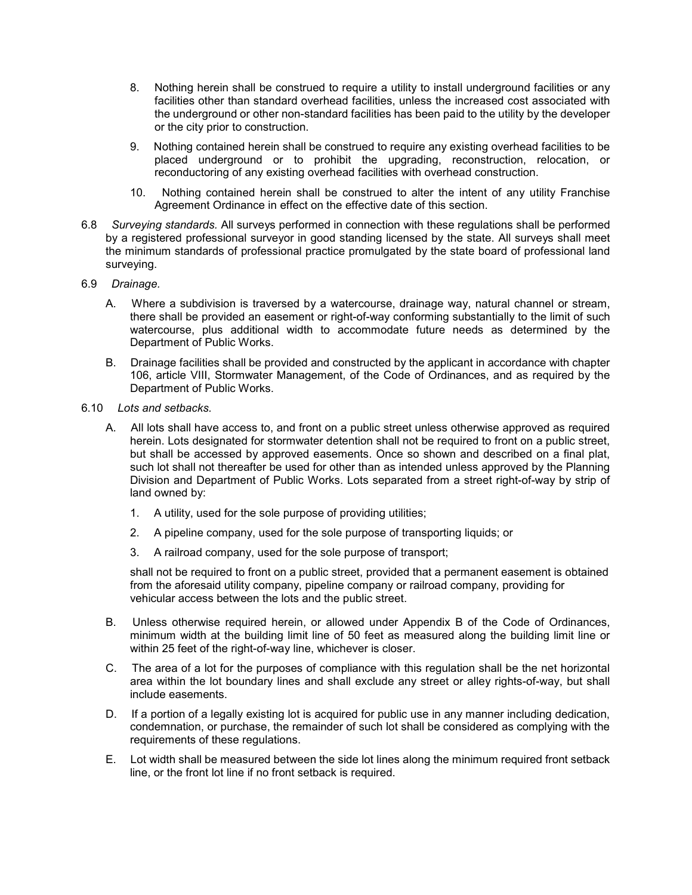8. Nothing herein shall be construed to require a utility to install underground facilities or any facilities other than standard overhead facilities, unless the increased cost associated with the underground or other non-standard facilities has been paid to the utility by the developer or the city prior to construction.

9. Nothing contained herein shall be construed to require any existing overhead facilities to be placed underground or to prohibit the upgrading, reconstruction, relocation, or reconductoring of any existing overhead facilities with overhead construction.

10. Nothing contained herein shall be construed to alter the intent of any utility Franchise Agreement Ordinance in effect on the effective date of this section.

6.8 *Surveying standards.* All surveys performed in connection with these regulations shall be performed by a registered professional surveyor in good standing licensed by the state. All surveys shall meet the minimum standards of professional practice promulgated by the state board of professional land surveying.

6.9 *Drainage.*

A. Where a subdivision is traversed by a watercourse, drainage way, natural channel or stream, there shall be provided an easement or right-of-way conforming substantially to the limit of such watercourse, plus additional width to accommodate future needs as determined by the Department of Public Works.

B. Drainage facilities shall be provided and constructed by the applicant in accordance with chapter 106, article VIII, Stormwater Management, of the Code of Ordinances, and as required by the Department of Public Works.

6.10 *Lots and setbacks.*

A. All lots shall have access to, and front on a public street unless otherwise approved as required herein. Lots designated for stormwater detention shall not be required to front on a public street, but shall be accessed by approved easements. Once so shown and described on a final plat, such lot shall not thereafter be used for other than as intended unless approved by the Planning Division and Department of Public Works. Lots separated from a street right-of-way by strip of land owned by:

1. A utility, used for the sole purpose of providing utilities;

2. A pipeline company, used for the sole purpose of transporting liquids; or

3. A railroad company, used for the sole purpose of transport;

shall not be required to front on a public street, provided that a permanent easement is obtained from the aforesaid utility company, pipeline company or railroad company, providing for vehicular access between the lots and the public street.

B. Unless otherwise required herein, or allowed under Appendix B of the Code of Ordinances, minimum width at the building limit line of 50 feet as measured along the building limit line or within 25 feet of the right-of-way line, whichever is closer.

C. The area of a lot for the purposes of compliance with this regulation shall be the net horizontal area within the lot boundary lines and shall exclude any street or alley rights-of-way, but shall include easements.

D. If a portion of a legally existing lot is acquired for public use in any manner including dedication, condemnation, or purchase, the remainder of such lot shall be considered as complying with the requirements of these regulations.

E. Lot width shall be measured between the side lot lines along the minimum required front setback line, or the front lot line if no front setback is required.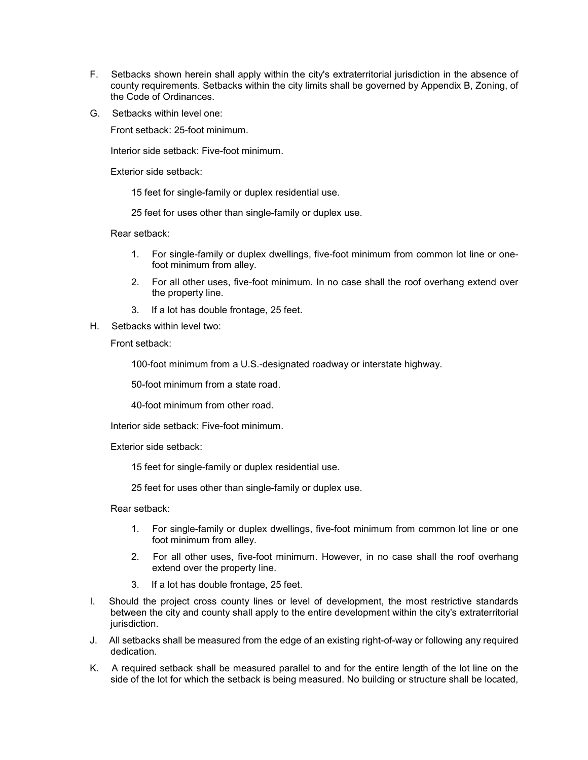F. Setbacks shown herein shall apply within the city's extraterritorial jurisdiction in the absence of county requirements. Setbacks within the city limits shall be governed by Appendix B, Zoning, of the Code of Ordinances.

G. Setbacks within level one:

Front setback: 25-foot minimum.

Interior side setback: Five-foot minimum.

Exterior side setback:

15 feet for single-family or duplex residential use.

25 feet for uses other than single-family or duplex use.

Rear setback:

1. For single-family or duplex dwellings, five-foot minimum from common lot line or one-foot minimum from alley.
2. For all other uses, five-foot minimum. In no case shall the roof overhang extend over the property line.
3. If a lot has double frontage, 25 feet.

H. Setbacks within level two:

Front setback:

100-foot minimum from a U.S.-designated roadway or interstate highway.

50-foot minimum from a state road.

40-foot minimum from other road.

Interior side setback: Five-foot minimum.

Exterior side setback:

15 feet for single-family or duplex residential use.

25 feet for uses other than single-family or duplex use.

Rear setback:

1. For single-family or duplex dwellings, five-foot minimum from common lot line or one foot minimum from alley.
2. For all other uses, five-foot minimum. However, in no case shall the roof overhang extend over the property line.
3. If a lot has double frontage, 25 feet.

I. Should the project cross county lines or level of development, the most restrictive standards between the city and county shall apply to the entire development within the city's extraterritorial jurisdiction.

J. All setbacks shall be measured from the edge of an existing right-of-way or following any required dedication.

K. A required setback shall be measured parallel to and for the entire length of the lot line on the side of the lot for which the setback is being measured. No building or structure shall be located,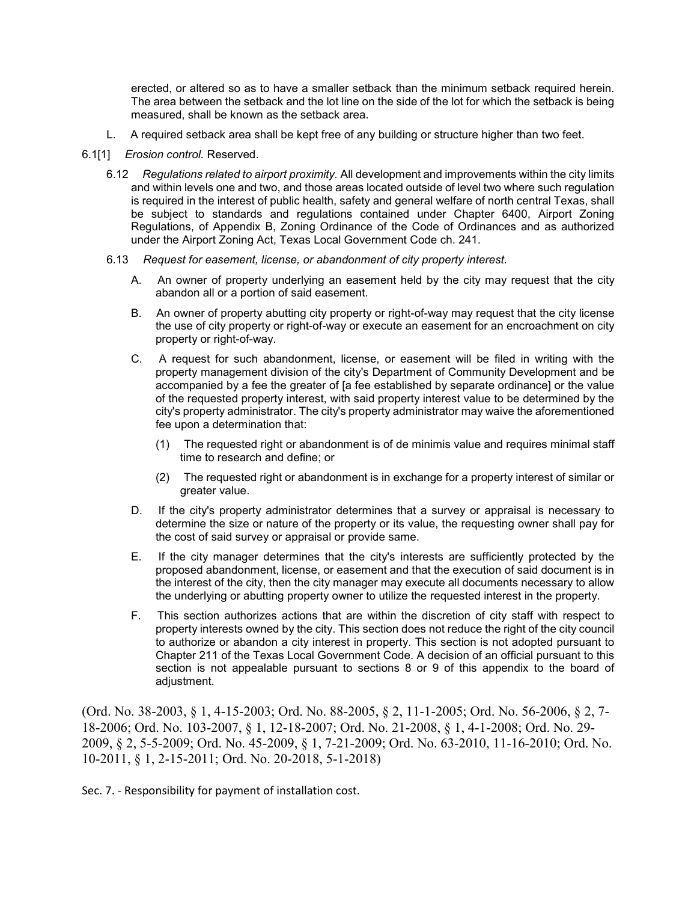erected, or altered so as to have a smaller setback than the minimum setback required herein. The area between the setback and the lot line on the side of the lot for which the setback is being measured, shall be known as the setback area.

L. A required setback area shall be kept free of any building or structure higher than two feet.

6.1[1] *Erosion control.* Reserved.

6.12 *Regulations related to airport proximity.* All development and improvements within the city limits and within levels one and two, and those areas located outside of level two where such regulation is required in the interest of public health, safety and general welfare of north central Texas, shall be subject to standards and regulations contained under Chapter 6400, Airport Zoning Regulations, of Appendix B, Zoning Ordinance of the Code of Ordinances and as authorized under the Airport Zoning Act, Texas Local Government Code ch. 241.

6.13 *Request for easement, license, or abandonment of city property interest.*

A. An owner of property underlying an easement held by the city may request that the city abandon all or a portion of said easement.

B. An owner of property abutting city property or right-of-way may request that the city license the use of city property or right-of-way or execute an easement for an encroachment on city property or right-of-way.

C. A request for such abandonment, license, or easement will be filed in writing with the property management division of the city's Department of Community Development and be accompanied by a fee the greater of [a fee established by separate ordinance] or the value of the requested property interest, with said property interest value to be determined by the city's property administrator. The city's property administrator may waive the aforementioned fee upon a determination that:

(1) The requested right or abandonment is of de minimis value and requires minimal staff time to research and define; or

(2) The requested right or abandonment is in exchange for a property interest of similar or greater value.

D. If the city's property administrator determines that a survey or appraisal is necessary to determine the size or nature of the property or its value, the requesting owner shall pay for the cost of said survey or appraisal or provide same.

E. If the city manager determines that the city's interests are sufficiently protected by the proposed abandonment, license, or easement and that the execution of said document is in the interest of the city, then the city manager may execute all documents necessary to allow the underlying or abutting property owner to utilize the requested interest in the property.

F. This section authorizes actions that are within the discretion of city staff with respect to property interests owned by the city. This section does not reduce the right of the city council to authorize or abandon a city interest in property. This section is not adopted pursuant to Chapter 211 of the Texas Local Government Code. A decision of an official pursuant to this section is not appealable pursuant to sections 8 or 9 of this appendix to the board of adjustment.

(Ord. No. 38-2003, § 1, 4-15-2003; Ord. No. 88-2005, § 2, 11-1-2005; Ord. No. 56-2006, § 2, 7-18-2006; Ord. No. 103-2007, § 1, 12-18-2007; Ord. No. 21-2008, § 1, 4-1-2008; Ord. No. 29-2009, § 2, 5-5-2009; Ord. No. 45-2009, § 1, 7-21-2009; Ord. No. 63-2010, 11-16-2010; Ord. No. 10-2011, § 1, 2-15-2011; Ord. No. 20-2018, 5-1-2018)

Sec. 7. - Responsibility for payment of installation cost.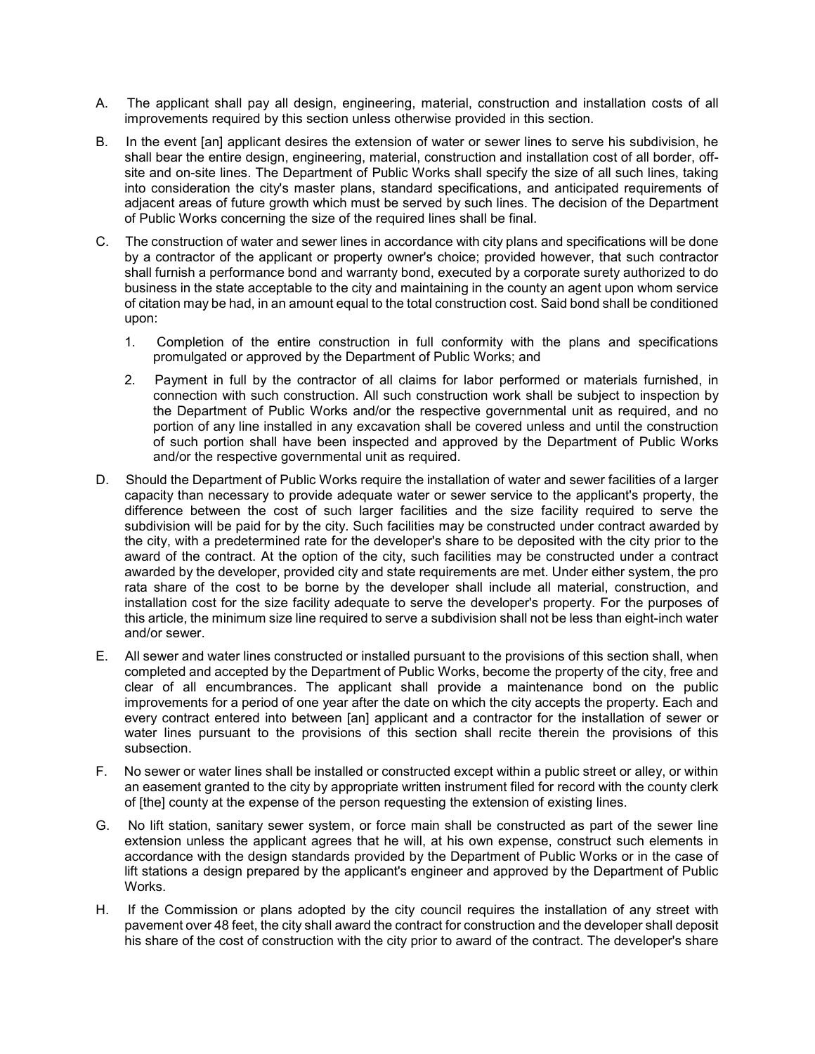A. The applicant shall pay all design, engineering, material, construction and installation costs of all improvements required by this section unless otherwise provided in this section.

B. In the event [an] applicant desires the extension of water or sewer lines to serve his subdivision, he shall bear the entire design, engineering, material, construction and installation cost of all border, off-site and on-site lines. The Department of Public Works shall specify the size of all such lines, taking into consideration the city's master plans, standard specifications, and anticipated requirements of adjacent areas of future growth which must be served by such lines. The decision of the Department of Public Works concerning the size of the required lines shall be final.

C. The construction of water and sewer lines in accordance with city plans and specifications will be done by a contractor of the applicant or property owner's choice; provided however, that such contractor shall furnish a performance bond and warranty bond, executed by a corporate surety authorized to do business in the state acceptable to the city and maintaining in the county an agent upon whom service of citation may be had, in an amount equal to the total construction cost. Said bond shall be conditioned upon:

   1. Completion of the entire construction in full conformity with the plans and specifications promulgated or approved by the Department of Public Works; and

   2. Payment in full by the contractor of all claims for labor performed or materials furnished, in connection with such construction. All such construction work shall be subject to inspection by the Department of Public Works and/or the respective governmental unit as required, and no portion of any line installed in any excavation shall be covered unless and until the construction of such portion shall have been inspected and approved by the Department of Public Works and/or the respective governmental unit as required.

D. Should the Department of Public Works require the installation of water and sewer facilities of a larger capacity than necessary to provide adequate water or sewer service to the applicant's property, the difference between the cost of such larger facilities and the size facility required to serve the subdivision will be paid for by the city. Such facilities may be constructed under contract awarded by the city, with a predetermined rate for the developer's share to be deposited with the city prior to the award of the contract. At the option of the city, such facilities may be constructed under a contract awarded by the developer, provided city and state requirements are met. Under either system, the pro rata share of the cost to be borne by the developer shall include all material, construction, and installation cost for the size facility adequate to serve the developer's property. For the purposes of this article, the minimum size line required to serve a subdivision shall not be less than eight-inch water and/or sewer.

E. All sewer and water lines constructed or installed pursuant to the provisions of this section shall, when completed and accepted by the Department of Public Works, become the property of the city, free and clear of all encumbrances. The applicant shall provide a maintenance bond on the public improvements for a period of one year after the date on which the city accepts the property. Each and every contract entered into between [an] applicant and a contractor for the installation of sewer or water lines pursuant to the provisions of this section shall recite therein the provisions of this subsection.

F. No sewer or water lines shall be installed or constructed except within a public street or alley, or within an easement granted to the city by appropriate written instrument filed for record with the county clerk of [the] county at the expense of the person requesting the extension of existing lines.

G. No lift station, sanitary sewer system, or force main shall be constructed as part of the sewer line extension unless the applicant agrees that he will, at his own expense, construct such elements in accordance with the design standards provided by the Department of Public Works or in the case of lift stations a design prepared by the applicant's engineer and approved by the Department of Public Works.

H. If the Commission or plans adopted by the city council requires the installation of any street with pavement over 48 feet, the city shall award the contract for construction and the developer shall deposit his share of the cost of construction with the city prior to award of the contract. The developer's share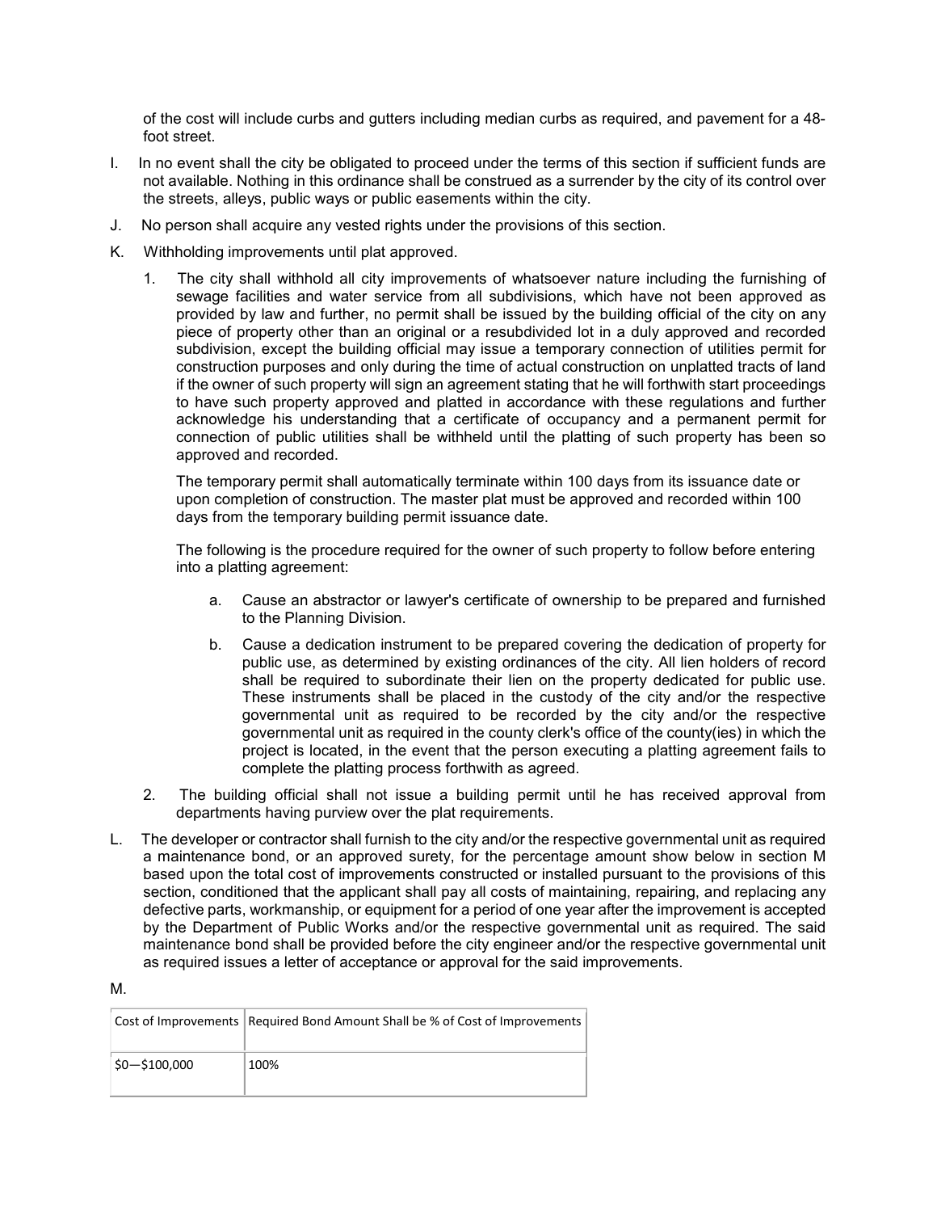of the cost will include curbs and gutters including median curbs as required, and pavement for a 48-foot street.

I. In no event shall the city be obligated to proceed under the terms of this section if sufficient funds are not available. Nothing in this ordinance shall be construed as a surrender by the city of its control over the streets, alleys, public ways or public easements within the city.

J. No person shall acquire any vested rights under the provisions of this section.

K. Withholding improvements until plat approved.

1. The city shall withhold all city improvements of whatsoever nature including the furnishing of sewage facilities and water service from all subdivisions, which have not been approved as provided by law and further, no permit shall be issued by the building official of the city on any piece of property other than an original or a resubdivided lot in a duly approved and recorded subdivision, except the building official may issue a temporary connection of utilities permit for construction purposes and only during the time of actual construction on unplatted tracts of land if the owner of such property will sign an agreement stating that he will forthwith start proceedings to have such property approved and platted in accordance with these regulations and further acknowledge his understanding that a certificate of occupancy and a permanent permit for connection of public utilities shall be withheld until the platting of such property has been so approved and recorded.

   The temporary permit shall automatically terminate within 100 days from its issuance date or upon completion of construction. The master plat must be approved and recorded within 100 days from the temporary building permit issuance date.

   The following is the procedure required for the owner of such property to follow before entering into a platting agreement:

   a. Cause an abstractor or lawyer's certificate of ownership to be prepared and furnished to the Planning Division.

   b. Cause a dedication instrument to be prepared covering the dedication of property for public use, as determined by existing ordinances of the city. All lien holders of record shall be required to subordinate their lien on the property dedicated for public use. These instruments shall be placed in the custody of the city and/or the respective governmental unit as required to be recorded by the city and/or the respective governmental unit as required in the county clerk's office of the county(ies) in which the project is located, in the event that the person executing a platting agreement fails to complete the platting process forthwith as agreed.

2. The building official shall not issue a building permit until he has received approval from departments having purview over the plat requirements.

L. The developer or contractor shall furnish to the city and/or the respective governmental unit as required a maintenance bond, or an approved surety, for the percentage amount show below in section M based upon the total cost of improvements constructed or installed pursuant to the provisions of this section, conditioned that the applicant shall pay all costs of maintaining, repairing, and replacing any defective parts, workmanship, or equipment for a period of one year after the improvement is accepted by the Department of Public Works and/or the respective governmental unit as required. The said maintenance bond shall be provided before the city engineer and/or the respective governmental unit as required issues a letter of acceptance or approval for the said improvements.

M.

| Cost of Improvements | Required Bond Amount Shall be % of Cost of Improvements |
|---|---|
| $0—$100,000 | 100% |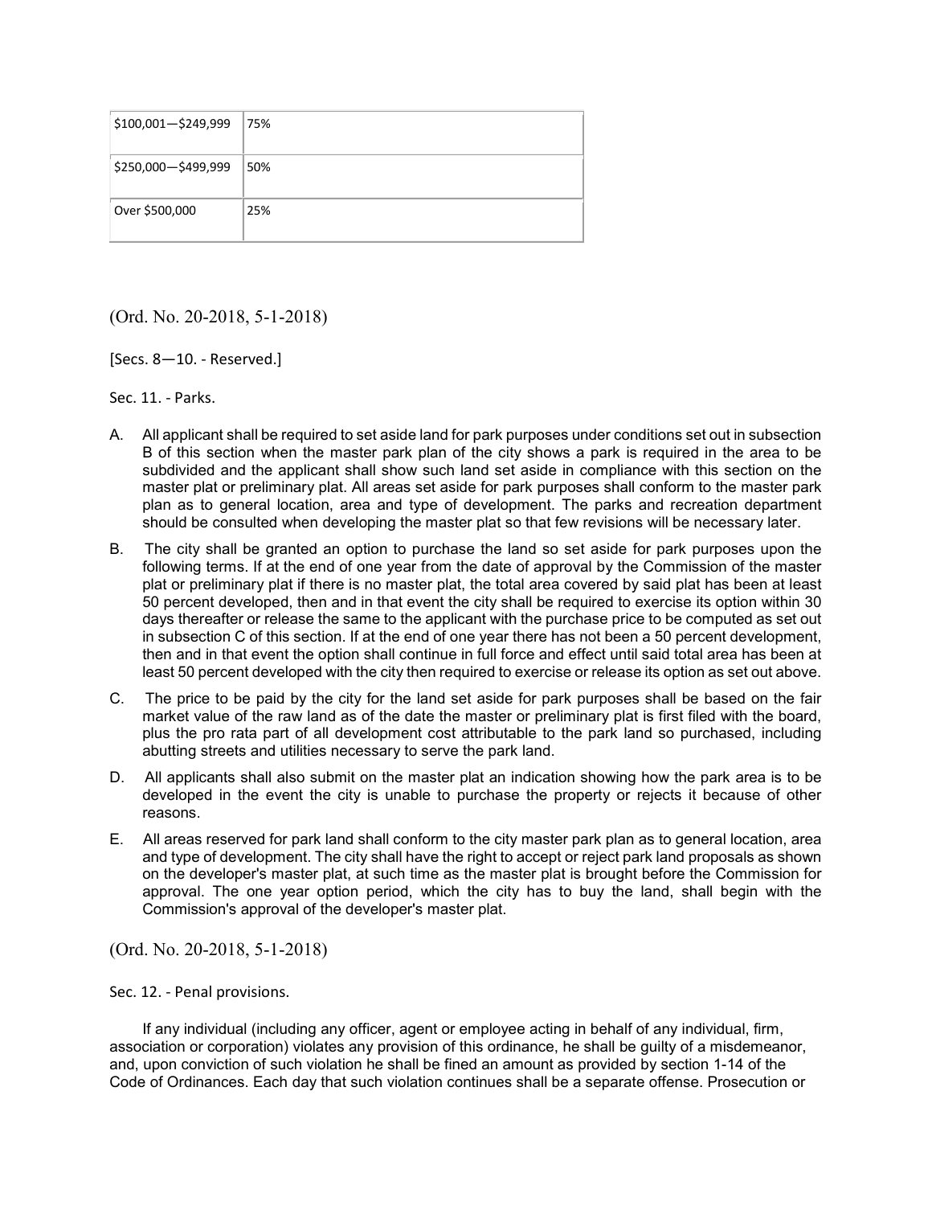| | |
|---|---|
| $100,001—$249,999 | 75% |
| $250,000—$499,999 | 50% |
| Over $500,000 | 25% |

(Ord. No. 20-2018, 5-1-2018)

[Secs. 8—10. - Reserved.]

Sec. 11. - Parks.

A. All applicant shall be required to set aside land for park purposes under conditions set out in subsection B of this section when the master park plan of the city shows a park is required in the area to be subdivided and the applicant shall show such land set aside in compliance with this section on the master plat or preliminary plat. All areas set aside for park purposes shall conform to the master park plan as to general location, area and type of development. The parks and recreation department should be consulted when developing the master plat so that few revisions will be necessary later.

B. The city shall be granted an option to purchase the land so set aside for park purposes upon the following terms. If at the end of one year from the date of approval by the Commission of the master plat or preliminary plat if there is no master plat, the total area covered by said plat has been at least 50 percent developed, then and in that event the city shall be required to exercise its option within 30 days thereafter or release the same to the applicant with the purchase price to be computed as set out in subsection C of this section. If at the end of one year there has not been a 50 percent development, then and in that event the option shall continue in full force and effect until said total area has been at least 50 percent developed with the city then required to exercise or release its option as set out above.

C. The price to be paid by the city for the land set aside for park purposes shall be based on the fair market value of the raw land as of the date the master or preliminary plat is first filed with the board, plus the pro rata part of all development cost attributable to the park land so purchased, including abutting streets and utilities necessary to serve the park land.

D. All applicants shall also submit on the master plat an indication showing how the park area is to be developed in the event the city is unable to purchase the property or rejects it because of other reasons.

E. All areas reserved for park land shall conform to the city master park plan as to general location, area and type of development. The city shall have the right to accept or reject park land proposals as shown on the developer's master plat, at such time as the master plat is brought before the Commission for approval. The one year option period, which the city has to buy the land, shall begin with the Commission's approval of the developer's master plat.

(Ord. No. 20-2018, 5-1-2018)

Sec. 12. - Penal provisions.

If any individual (including any officer, agent or employee acting in behalf of any individual, firm, association or corporation) violates any provision of this ordinance, he shall be guilty of a misdemeanor, and, upon conviction of such violation he shall be fined an amount as provided by section 1-14 of the Code of Ordinances. Each day that such violation continues shall be a separate offense. Prosecution or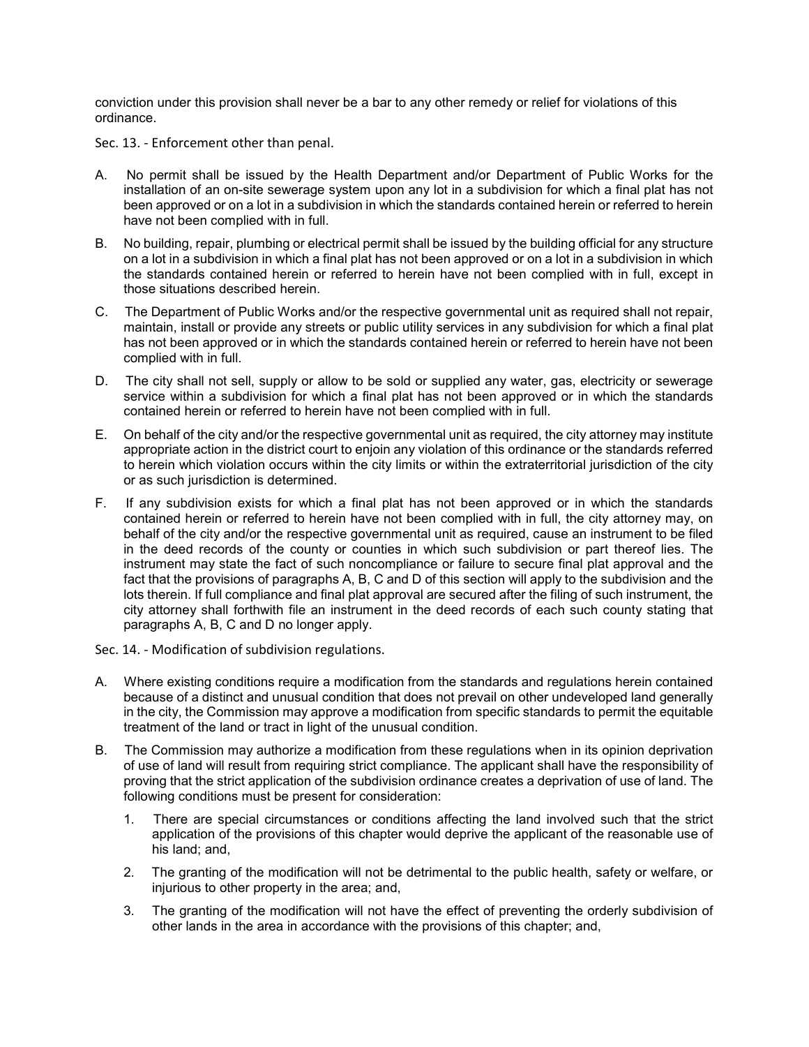conviction under this provision shall never be a bar to any other remedy or relief for violations of this ordinance.

Sec. 13. - Enforcement other than penal.

A. No permit shall be issued by the Health Department and/or Department of Public Works for the installation of an on-site sewerage system upon any lot in a subdivision for which a final plat has not been approved or on a lot in a subdivision in which the standards contained herein or referred to herein have not been complied with in full.

B. No building, repair, plumbing or electrical permit shall be issued by the building official for any structure on a lot in a subdivision in which a final plat has not been approved or on a lot in a subdivision in which the standards contained herein or referred to herein have not been complied with in full, except in those situations described herein.

C. The Department of Public Works and/or the respective governmental unit as required shall not repair, maintain, install or provide any streets or public utility services in any subdivision for which a final plat has not been approved or in which the standards contained herein or referred to herein have not been complied with in full.

D. The city shall not sell, supply or allow to be sold or supplied any water, gas, electricity or sewerage service within a subdivision for which a final plat has not been approved or in which the standards contained herein or referred to herein have not been complied with in full.

E. On behalf of the city and/or the respective governmental unit as required, the city attorney may institute appropriate action in the district court to enjoin any violation of this ordinance or the standards referred to herein which violation occurs within the city limits or within the extraterritorial jurisdiction of the city or as such jurisdiction is determined.

F. If any subdivision exists for which a final plat has not been approved or in which the standards contained herein or referred to herein have not been complied with in full, the city attorney may, on behalf of the city and/or the respective governmental unit as required, cause an instrument to be filed in the deed records of the county or counties in which such subdivision or part thereof lies. The instrument may state the fact of such noncompliance or failure to secure final plat approval and the fact that the provisions of paragraphs A, B, C and D of this section will apply to the subdivision and the lots therein. If full compliance and final plat approval are secured after the filing of such instrument, the city attorney shall forthwith file an instrument in the deed records of each such county stating that paragraphs A, B, C and D no longer apply.

Sec. 14. - Modification of subdivision regulations.

A. Where existing conditions require a modification from the standards and regulations herein contained because of a distinct and unusual condition that does not prevail on other undeveloped land generally in the city, the Commission may approve a modification from specific standards to permit the equitable treatment of the land or tract in light of the unusual condition.

B. The Commission may authorize a modification from these regulations when in its opinion deprivation of use of land will result from requiring strict compliance. The applicant shall have the responsibility of proving that the strict application of the subdivision ordinance creates a deprivation of use of land. The following conditions must be present for consideration:

   1. There are special circumstances or conditions affecting the land involved such that the strict application of the provisions of this chapter would deprive the applicant of the reasonable use of his land; and,

   2. The granting of the modification will not be detrimental to the public health, safety or welfare, or injurious to other property in the area; and,

   3. The granting of the modification will not have the effect of preventing the orderly subdivision of other lands in the area in accordance with the provisions of this chapter; and,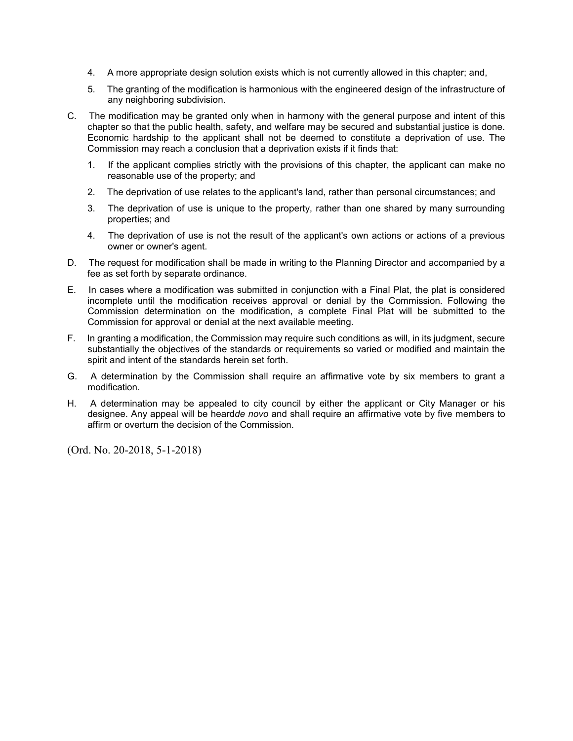4. A more appropriate design solution exists which is not currently allowed in this chapter; and,

5. The granting of the modification is harmonious with the engineered design of the infrastructure of any neighboring subdivision.

C. The modification may be granted only when in harmony with the general purpose and intent of this chapter so that the public health, safety, and welfare may be secured and substantial justice is done. Economic hardship to the applicant shall not be deemed to constitute a deprivation of use. The Commission may reach a conclusion that a deprivation exists if it finds that:

1. If the applicant complies strictly with the provisions of this chapter, the applicant can make no reasonable use of the property; and

2. The deprivation of use relates to the applicant's land, rather than personal circumstances; and

3. The deprivation of use is unique to the property, rather than one shared by many surrounding properties; and

4. The deprivation of use is not the result of the applicant's own actions or actions of a previous owner or owner's agent.

D. The request for modification shall be made in writing to the Planning Director and accompanied by a fee as set forth by separate ordinance.

E. In cases where a modification was submitted in conjunction with a Final Plat, the plat is considered incomplete until the modification receives approval or denial by the Commission. Following the Commission determination on the modification, a complete Final Plat will be submitted to the Commission for approval or denial at the next available meeting.

F. In granting a modification, the Commission may require such conditions as will, in its judgment, secure substantially the objectives of the standards or requirements so varied or modified and maintain the spirit and intent of the standards herein set forth.

G. A determination by the Commission shall require an affirmative vote by six members to grant a modification.

H. A determination may be appealed to city council by either the applicant or City Manager or his designee. Any appeal will be heard *de novo* and shall require an affirmative vote by five members to affirm or overturn the decision of the Commission.

(Ord. No. 20-2018, 5-1-2018)